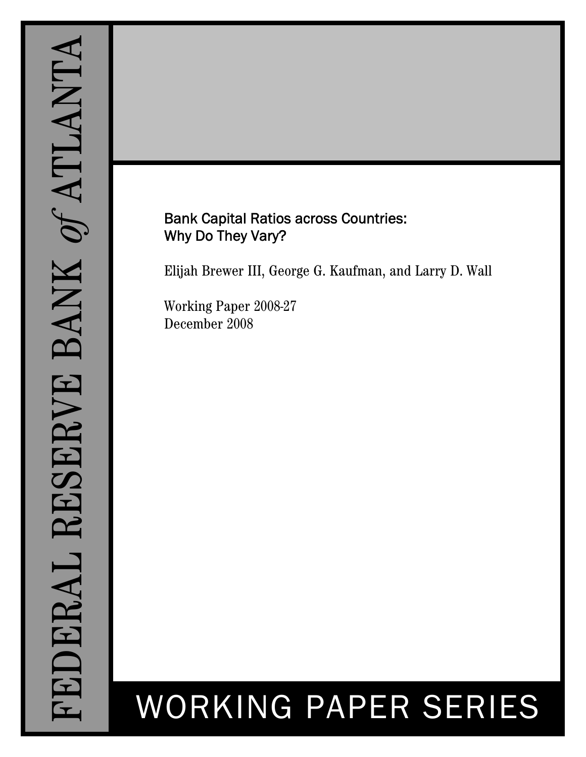FEDERAL RESERVE BANK *of* ATLANTA

# Bank Capital Ratios across Countries: Why Do They Vary?

Elijah Brewer III, George G. Kaufman, and Larry D. Wall

Working Paper 2008-27
December 2008

WORKING PAPER SERIES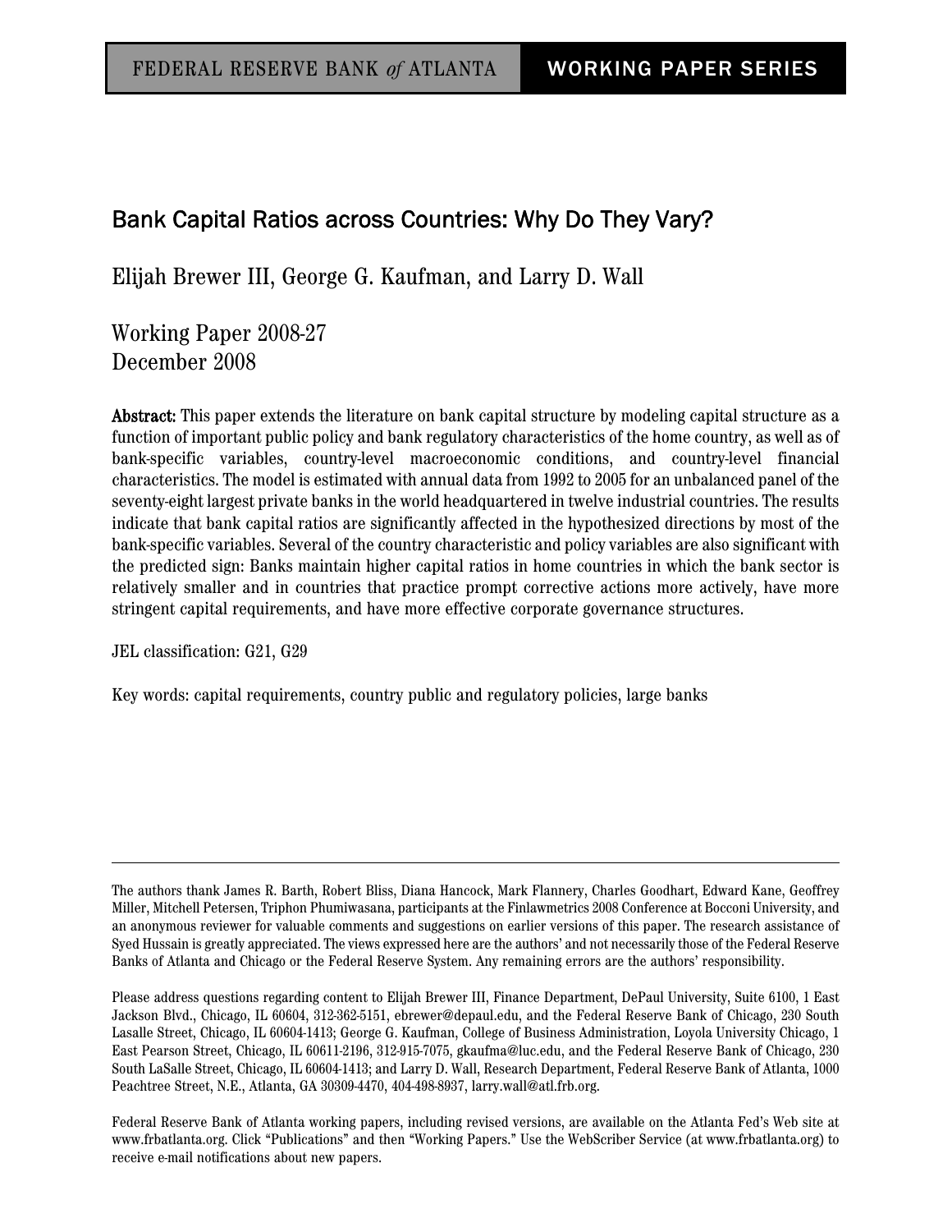FEDERAL RESERVE BANK *of* ATLANTA | WORKING PAPER SERIES

# Bank Capital Ratios across Countries: Why Do They Vary?

Elijah Brewer III, George G. Kaufman, and Larry D. Wall

Working Paper 2008-27
December 2008

**Abstract:** This paper extends the literature on bank capital structure by modeling capital structure as a function of important public policy and bank regulatory characteristics of the home country, as well as of bank-specific variables, country-level macroeconomic conditions, and country-level financial characteristics. The model is estimated with annual data from 1992 to 2005 for an unbalanced panel of the seventy-eight largest private banks in the world headquartered in twelve industrial countries. The results indicate that bank capital ratios are significantly affected in the hypothesized directions by most of the bank-specific variables. Several of the country characteristic and policy variables are also significant with the predicted sign: Banks maintain higher capital ratios in home countries in which the bank sector is relatively smaller and in countries that practice prompt corrective actions more actively, have more stringent capital requirements, and have more effective corporate governance structures.

JEL classification: G21, G29

Key words: capital requirements, country public and regulatory policies, large banks

---

The authors thank James R. Barth, Robert Bliss, Diana Hancock, Mark Flannery, Charles Goodhart, Edward Kane, Geoffrey Miller, Mitchell Petersen, Triphon Phumiwasana, participants at the Finlawmetrics 2008 Conference at Bocconi University, and an anonymous reviewer for valuable comments and suggestions on earlier versions of this paper. The research assistance of Syed Hussain is greatly appreciated. The views expressed here are the authors' and not necessarily those of the Federal Reserve Banks of Atlanta and Chicago or the Federal Reserve System. Any remaining errors are the authors' responsibility.

Please address questions regarding content to Elijah Brewer III, Finance Department, DePaul University, Suite 6100, 1 East Jackson Blvd., Chicago, IL 60604, 312-362-5151, ebrewer@depaul.edu, and the Federal Reserve Bank of Chicago, 230 South Lasalle Street, Chicago, IL 60604-1413; George G. Kaufman, College of Business Administration, Loyola University Chicago, 1 East Pearson Street, Chicago, IL 60611-2196, 312-915-7075, gkaufma@luc.edu, and the Federal Reserve Bank of Chicago, 230 South LaSalle Street, Chicago, IL 60604-1413; and Larry D. Wall, Research Department, Federal Reserve Bank of Atlanta, 1000 Peachtree Street, N.E., Atlanta, GA 30309-4470, 404-498-8937, larry.wall@atl.frb.org.

Federal Reserve Bank of Atlanta working papers, including revised versions, are available on the Atlanta Fed's Web site at www.frbatlanta.org. Click "Publications" and then "Working Papers." Use the WebScriber Service (at www.frbatlanta.org) to receive e-mail notifications about new papers.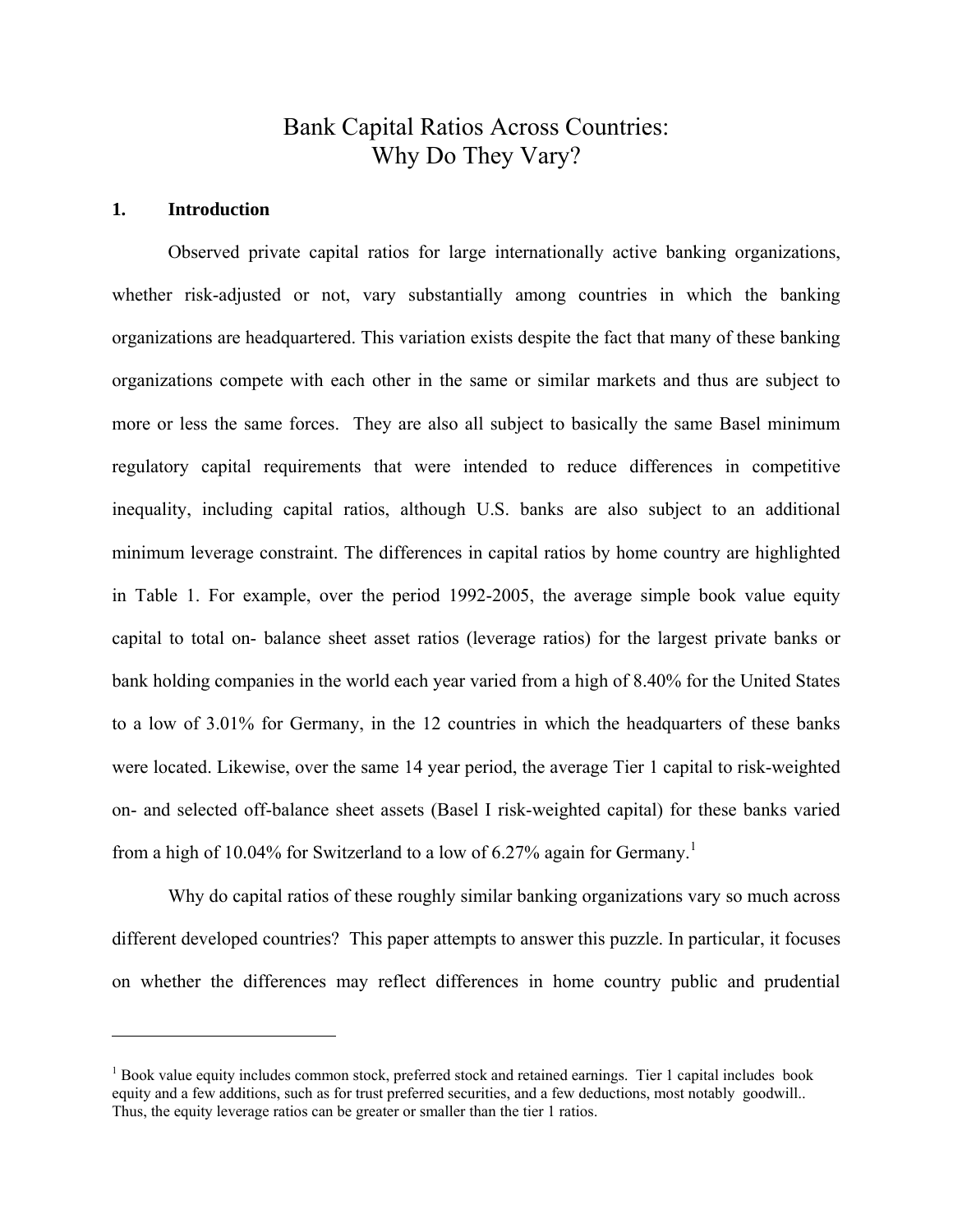# Bank Capital Ratios Across Countries: Why Do They Vary?

## 1. Introduction

Observed private capital ratios for large internationally active banking organizations, whether risk-adjusted or not, vary substantially among countries in which the banking organizations are headquartered. This variation exists despite the fact that many of these banking organizations compete with each other in the same or similar markets and thus are subject to more or less the same forces. They are also all subject to basically the same Basel minimum regulatory capital requirements that were intended to reduce differences in competitive inequality, including capital ratios, although U.S. banks are also subject to an additional minimum leverage constraint. The differences in capital ratios by home country are highlighted in Table 1. For example, over the period 1992-2005, the average simple book value equity capital to total on- balance sheet asset ratios (leverage ratios) for the largest private banks or bank holding companies in the world each year varied from a high of 8.40% for the United States to a low of 3.01% for Germany, in the 12 countries in which the headquarters of these banks were located. Likewise, over the same 14 year period, the average Tier 1 capital to risk-weighted on- and selected off-balance sheet assets (Basel I risk-weighted capital) for these banks varied from a high of 10.04% for Switzerland to a low of 6.27% again for Germany.[1]

Why do capital ratios of these roughly similar banking organizations vary so much across different developed countries? This paper attempts to answer this puzzle. In particular, it focuses on whether the differences may reflect differences in home country public and prudential

---

[1] Book value equity includes common stock, preferred stock and retained earnings. Tier 1 capital includes book equity and a few additions, such as for trust preferred securities, and a few deductions, most notably goodwill.. Thus, the equity leverage ratios can be greater or smaller than the tier 1 ratios.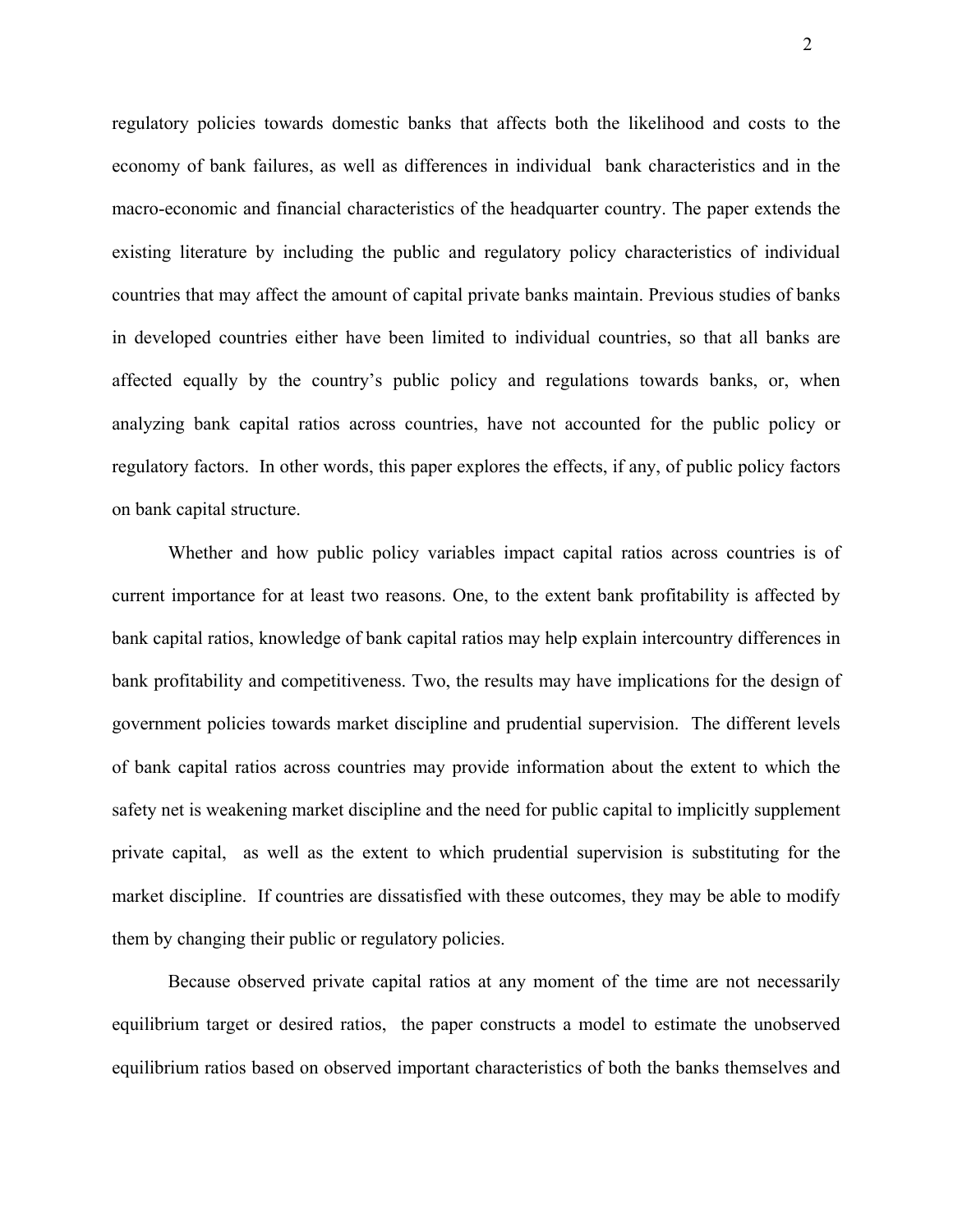regulatory policies towards domestic banks that affects both the likelihood and costs to the economy of bank failures, as well as differences in individual bank characteristics and in the macro-economic and financial characteristics of the headquarter country. The paper extends the existing literature by including the public and regulatory policy characteristics of individual countries that may affect the amount of capital private banks maintain. Previous studies of banks in developed countries either have been limited to individual countries, so that all banks are affected equally by the country's public policy and regulations towards banks, or, when analyzing bank capital ratios across countries, have not accounted for the public policy or regulatory factors. In other words, this paper explores the effects, if any, of public policy factors on bank capital structure.

Whether and how public policy variables impact capital ratios across countries is of current importance for at least two reasons. One, to the extent bank profitability is affected by bank capital ratios, knowledge of bank capital ratios may help explain intercountry differences in bank profitability and competitiveness. Two, the results may have implications for the design of government policies towards market discipline and prudential supervision. The different levels of bank capital ratios across countries may provide information about the extent to which the safety net is weakening market discipline and the need for public capital to implicitly supplement private capital, as well as the extent to which prudential supervision is substituting for the market discipline. If countries are dissatisfied with these outcomes, they may be able to modify them by changing their public or regulatory policies.

Because observed private capital ratios at any moment of the time are not necessarily equilibrium target or desired ratios, the paper constructs a model to estimate the unobserved equilibrium ratios based on observed important characteristics of both the banks themselves and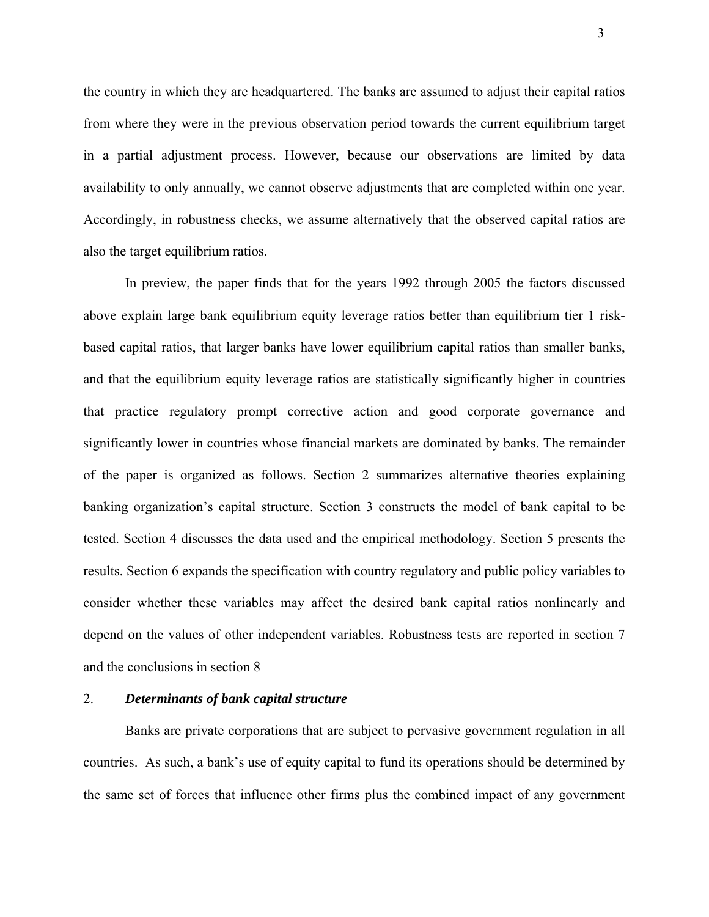the country in which they are headquartered. The banks are assumed to adjust their capital ratios from where they were in the previous observation period towards the current equilibrium target in a partial adjustment process. However, because our observations are limited by data availability to only annually, we cannot observe adjustments that are completed within one year. Accordingly, in robustness checks, we assume alternatively that the observed capital ratios are also the target equilibrium ratios.

In preview, the paper finds that for the years 1992 through 2005 the factors discussed above explain large bank equilibrium equity leverage ratios better than equilibrium tier 1 risk-based capital ratios, that larger banks have lower equilibrium capital ratios than smaller banks, and that the equilibrium equity leverage ratios are statistically significantly higher in countries that practice regulatory prompt corrective action and good corporate governance and significantly lower in countries whose financial markets are dominated by banks. The remainder of the paper is organized as follows. Section 2 summarizes alternative theories explaining banking organization's capital structure. Section 3 constructs the model of bank capital to be tested. Section 4 discusses the data used and the empirical methodology. Section 5 presents the results. Section 6 expands the specification with country regulatory and public policy variables to consider whether these variables may affect the desired bank capital ratios nonlinearly and depend on the values of other independent variables. Robustness tests are reported in section 7 and the conclusions in section 8

## 2. *Determinants of bank capital structure*

Banks are private corporations that are subject to pervasive government regulation in all countries. As such, a bank's use of equity capital to fund its operations should be determined by the same set of forces that influence other firms plus the combined impact of any government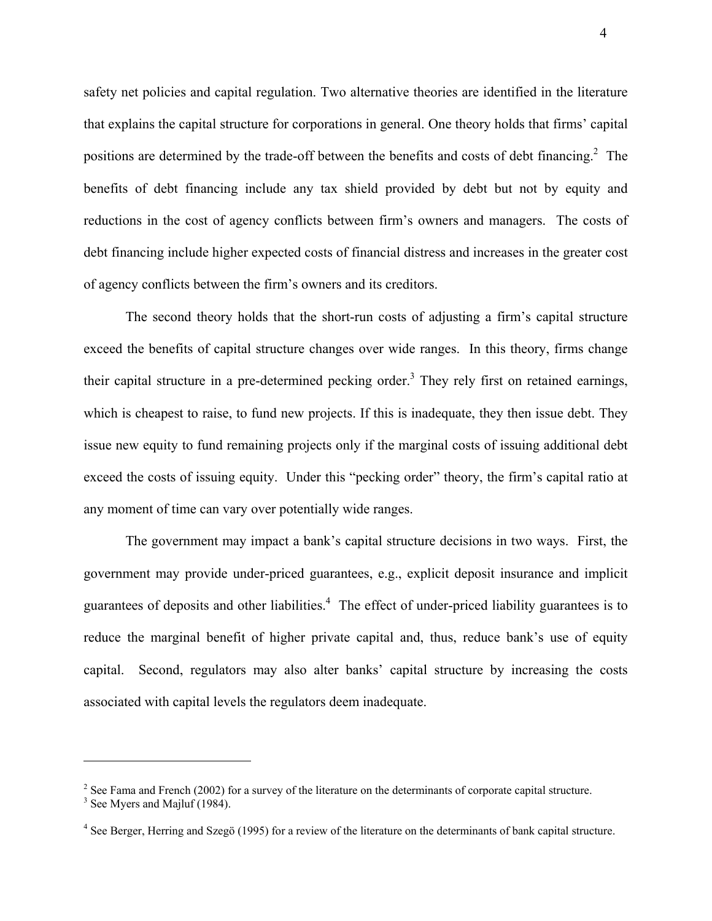safety net policies and capital regulation. Two alternative theories are identified in the literature that explains the capital structure for corporations in general. One theory holds that firms' capital positions are determined by the trade-off between the benefits and costs of debt financing.[2] The benefits of debt financing include any tax shield provided by debt but not by equity and reductions in the cost of agency conflicts between firm's owners and managers. The costs of debt financing include higher expected costs of financial distress and increases in the greater cost of agency conflicts between the firm's owners and its creditors.

The second theory holds that the short-run costs of adjusting a firm's capital structure exceed the benefits of capital structure changes over wide ranges. In this theory, firms change their capital structure in a pre-determined pecking order.[3] They rely first on retained earnings, which is cheapest to raise, to fund new projects. If this is inadequate, they then issue debt. They issue new equity to fund remaining projects only if the marginal costs of issuing additional debt exceed the costs of issuing equity. Under this "pecking order" theory, the firm's capital ratio at any moment of time can vary over potentially wide ranges.

The government may impact a bank's capital structure decisions in two ways. First, the government may provide under-priced guarantees, e.g., explicit deposit insurance and implicit guarantees of deposits and other liabilities.[4] The effect of under-priced liability guarantees is to reduce the marginal benefit of higher private capital and, thus, reduce bank's use of equity capital. Second, regulators may also alter banks' capital structure by increasing the costs associated with capital levels the regulators deem inadequate.

---

[2] See Fama and French (2002) for a survey of the literature on the determinants of corporate capital structure.

[3] See Myers and Majluf (1984).

[4] See Berger, Herring and Szegö (1995) for a review of the literature on the determinants of bank capital structure.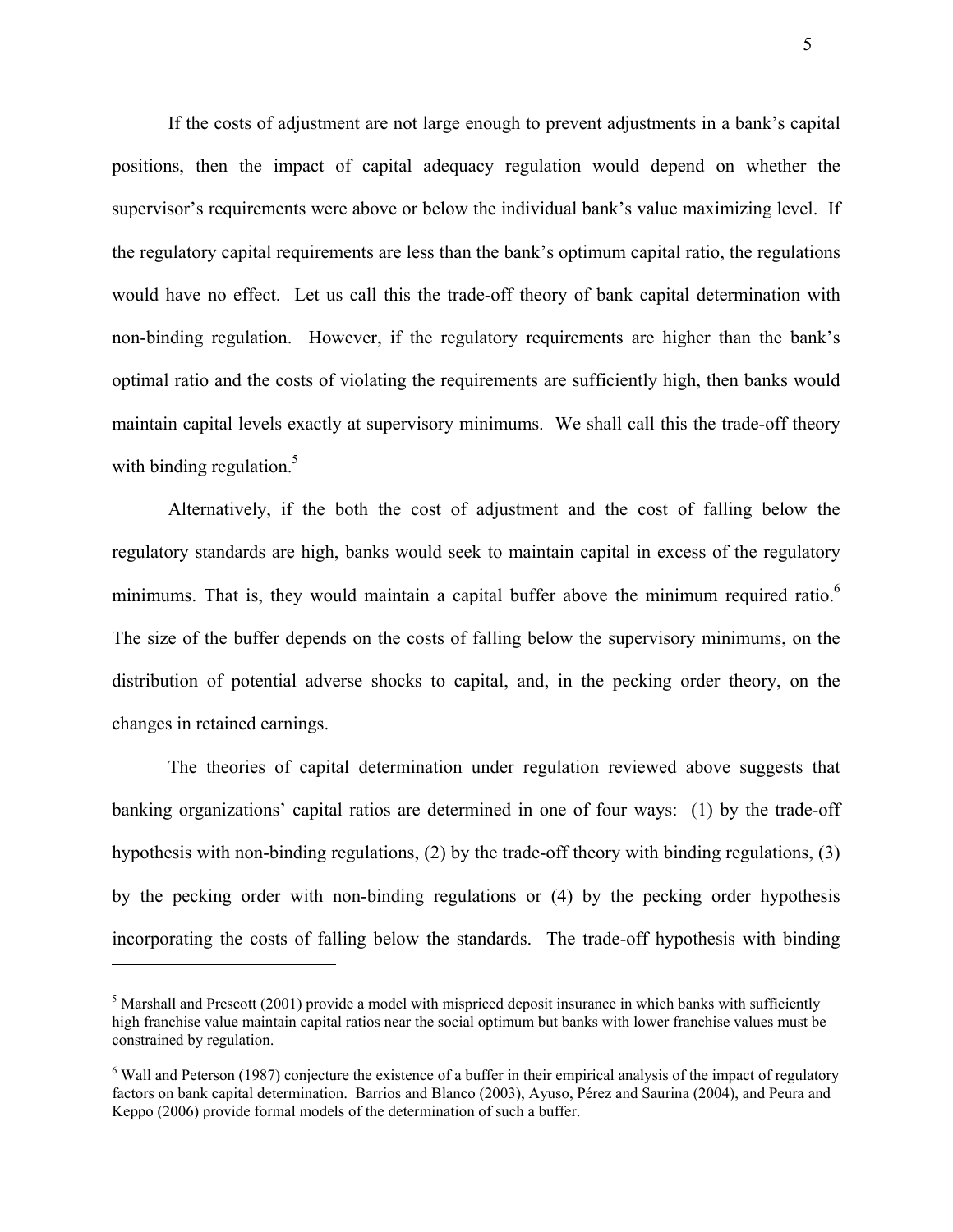If the costs of adjustment are not large enough to prevent adjustments in a bank's capital positions, then the impact of capital adequacy regulation would depend on whether the supervisor's requirements were above or below the individual bank's value maximizing level. If the regulatory capital requirements are less than the bank's optimum capital ratio, the regulations would have no effect. Let us call this the trade-off theory of bank capital determination with non-binding regulation. However, if the regulatory requirements are higher than the bank's optimal ratio and the costs of violating the requirements are sufficiently high, then banks would maintain capital levels exactly at supervisory minimums. We shall call this the trade-off theory with binding regulation.[5]

Alternatively, if the both the cost of adjustment and the cost of falling below the regulatory standards are high, banks would seek to maintain capital in excess of the regulatory minimums. That is, they would maintain a capital buffer above the minimum required ratio.[6] The size of the buffer depends on the costs of falling below the supervisory minimums, on the distribution of potential adverse shocks to capital, and, in the pecking order theory, on the changes in retained earnings.

The theories of capital determination under regulation reviewed above suggests that banking organizations' capital ratios are determined in one of four ways: (1) by the trade-off hypothesis with non-binding regulations, (2) by the trade-off theory with binding regulations, (3) by the pecking order with non-binding regulations or (4) by the pecking order hypothesis incorporating the costs of falling below the standards. The trade-off hypothesis with binding

---

[5] Marshall and Prescott (2001) provide a model with mispriced deposit insurance in which banks with sufficiently high franchise value maintain capital ratios near the social optimum but banks with lower franchise values must be constrained by regulation.

[6] Wall and Peterson (1987) conjecture the existence of a buffer in their empirical analysis of the impact of regulatory factors on bank capital determination. Barrios and Blanco (2003), Ayuso, Pérez and Saurina (2004), and Peura and Keppo (2006) provide formal models of the determination of such a buffer.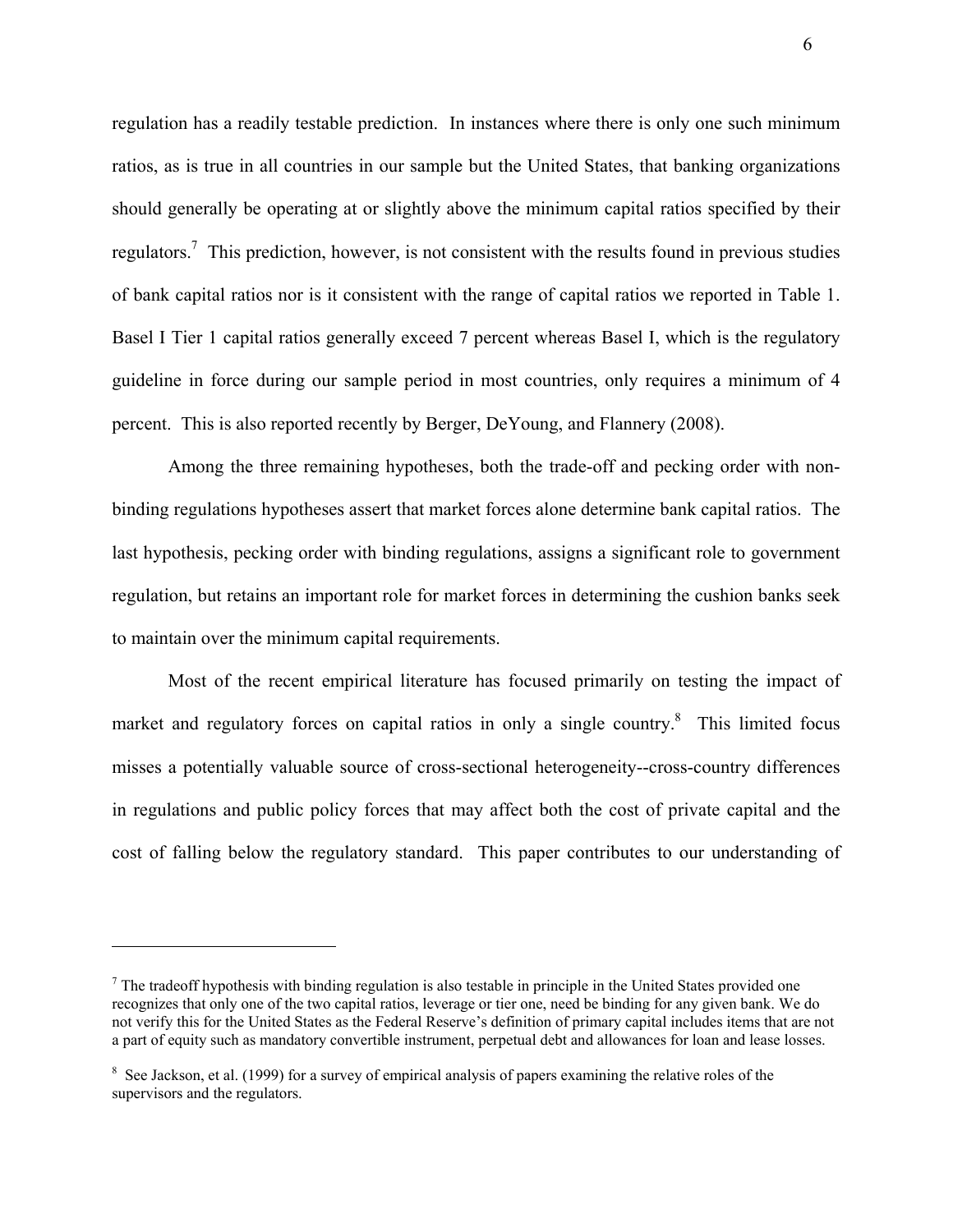regulation has a readily testable prediction. In instances where there is only one such minimum ratios, as is true in all countries in our sample but the United States, that banking organizations should generally be operating at or slightly above the minimum capital ratios specified by their regulators.[7] This prediction, however, is not consistent with the results found in previous studies of bank capital ratios nor is it consistent with the range of capital ratios we reported in Table 1. Basel I Tier 1 capital ratios generally exceed 7 percent whereas Basel I, which is the regulatory guideline in force during our sample period in most countries, only requires a minimum of 4 percent. This is also reported recently by Berger, DeYoung, and Flannery (2008).

Among the three remaining hypotheses, both the trade-off and pecking order with non-binding regulations hypotheses assert that market forces alone determine bank capital ratios. The last hypothesis, pecking order with binding regulations, assigns a significant role to government regulation, but retains an important role for market forces in determining the cushion banks seek to maintain over the minimum capital requirements.

Most of the recent empirical literature has focused primarily on testing the impact of market and regulatory forces on capital ratios in only a single country.[8] This limited focus misses a potentially valuable source of cross-sectional heterogeneity--cross-country differences in regulations and public policy forces that may affect both the cost of private capital and the cost of falling below the regulatory standard. This paper contributes to our understanding of

---

[7] The tradeoff hypothesis with binding regulation is also testable in principle in the United States provided one recognizes that only one of the two capital ratios, leverage or tier one, need be binding for any given bank. We do not verify this for the United States as the Federal Reserve's definition of primary capital includes items that are not a part of equity such as mandatory convertible instrument, perpetual debt and allowances for loan and lease losses.

[8] See Jackson, et al. (1999) for a survey of empirical analysis of papers examining the relative roles of the supervisors and the regulators.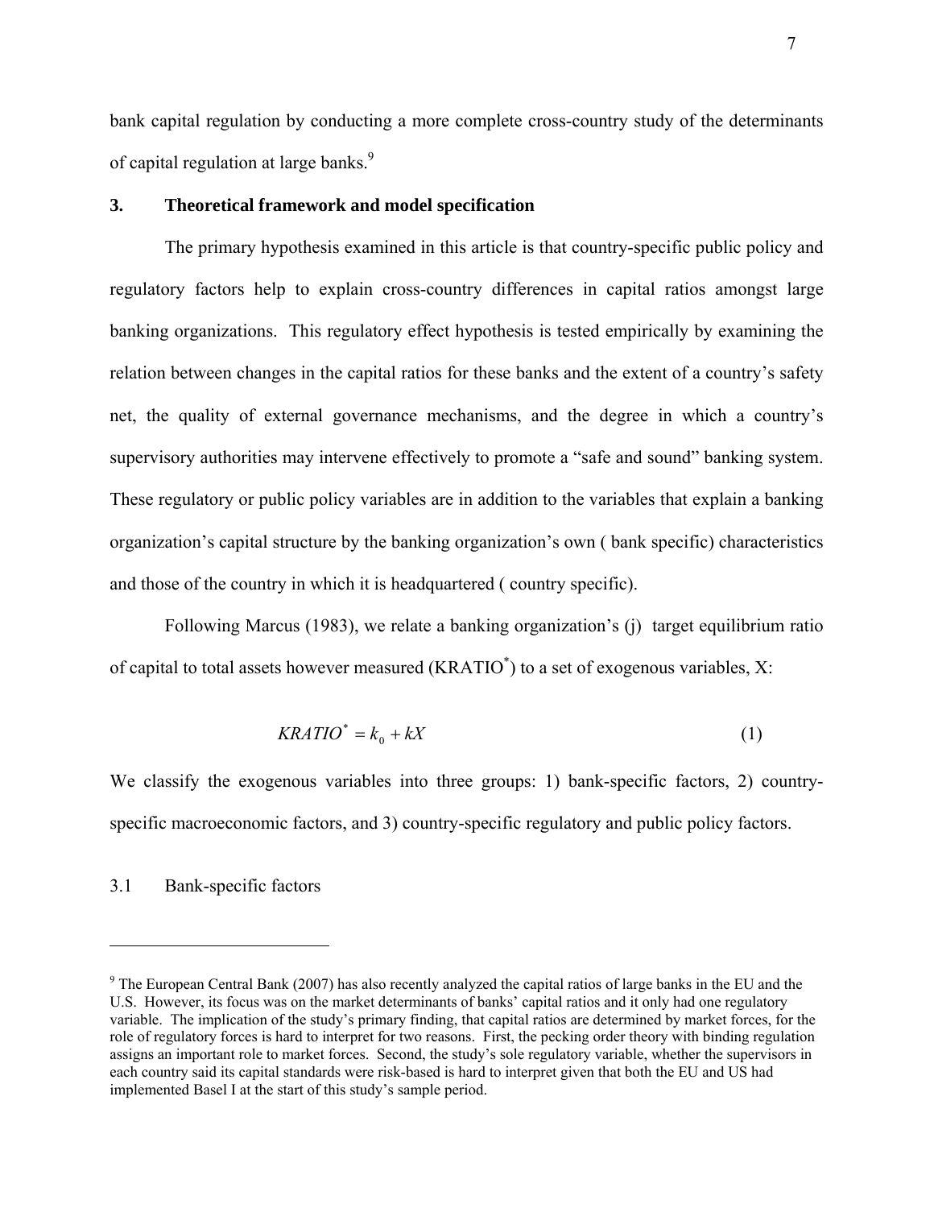bank capital regulation by conducting a more complete cross-country study of the determinants of capital regulation at large banks.[9]

## 3. Theoretical framework and model specification

The primary hypothesis examined in this article is that country-specific public policy and regulatory factors help to explain cross-country differences in capital ratios amongst large banking organizations. This regulatory effect hypothesis is tested empirically by examining the relation between changes in the capital ratios for these banks and the extent of a country's safety net, the quality of external governance mechanisms, and the degree in which a country's supervisory authorities may intervene effectively to promote a "safe and sound" banking system. These regulatory or public policy variables are in addition to the variables that explain a banking organization's capital structure by the banking organization's own ( bank specific) characteristics and those of the country in which it is headquartered ( country specific).

Following Marcus (1983), we relate a banking organization's (j) target equilibrium ratio of capital to total assets however measured ($KRATIO^*$) to a set of exogenous variables, X:

$$KRATIO^* = k_0 + kX \tag{1}$$

We classify the exogenous variables into three groups: 1) bank-specific factors, 2) country-specific macroeconomic factors, and 3) country-specific regulatory and public policy factors.

### 3.1 Bank-specific factors

---

[9] The European Central Bank (2007) has also recently analyzed the capital ratios of large banks in the EU and the U.S. However, its focus was on the market determinants of banks' capital ratios and it only had one regulatory variable. The implication of the study's primary finding, that capital ratios are determined by market forces, for the role of regulatory forces is hard to interpret for two reasons. First, the pecking order theory with binding regulation assigns an important role to market forces. Second, the study's sole regulatory variable, whether the supervisors in each country said its capital standards were risk-based is hard to interpret given that both the EU and US had implemented Basel I at the start of this study's sample period.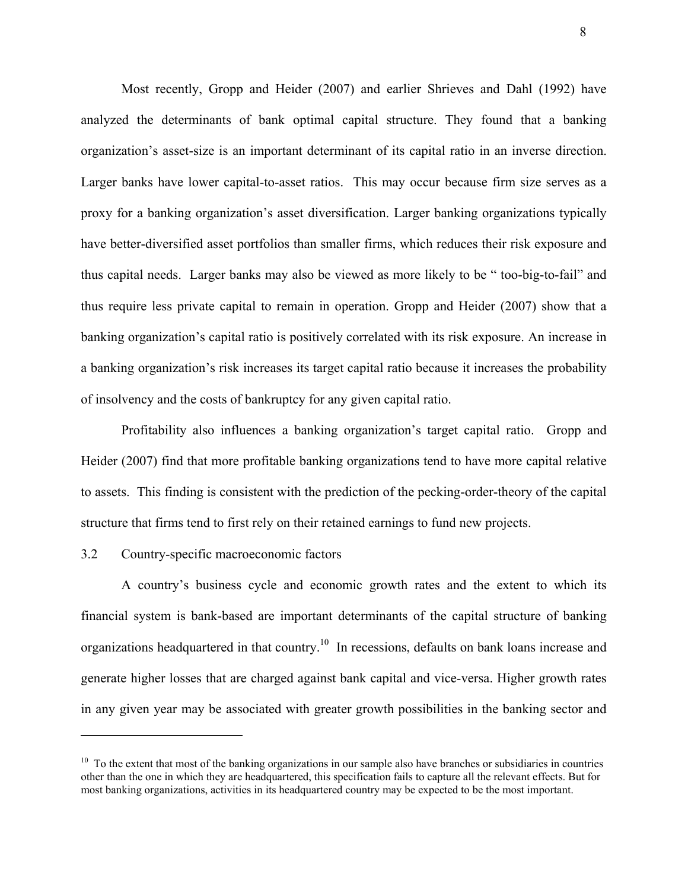Most recently, Gropp and Heider (2007) and earlier Shrieves and Dahl (1992) have analyzed the determinants of bank optimal capital structure. They found that a banking organization's asset-size is an important determinant of its capital ratio in an inverse direction. Larger banks have lower capital-to-asset ratios. This may occur because firm size serves as a proxy for a banking organization's asset diversification. Larger banking organizations typically have better-diversified asset portfolios than smaller firms, which reduces their risk exposure and thus capital needs. Larger banks may also be viewed as more likely to be " too-big-to-fail" and thus require less private capital to remain in operation. Gropp and Heider (2007) show that a banking organization's capital ratio is positively correlated with its risk exposure. An increase in a banking organization's risk increases its target capital ratio because it increases the probability of insolvency and the costs of bankruptcy for any given capital ratio.

Profitability also influences a banking organization's target capital ratio. Gropp and Heider (2007) find that more profitable banking organizations tend to have more capital relative to assets. This finding is consistent with the prediction of the pecking-order-theory of the capital structure that firms tend to first rely on their retained earnings to fund new projects.

### 3.2 Country-specific macroeconomic factors

A country's business cycle and economic growth rates and the extent to which its financial system is bank-based are important determinants of the capital structure of banking organizations headquartered in that country.[10] In recessions, defaults on bank loans increase and generate higher losses that are charged against bank capital and vice-versa. Higher growth rates in any given year may be associated with greater growth possibilities in the banking sector and

---

[10] To the extent that most of the banking organizations in our sample also have branches or subsidiaries in countries other than the one in which they are headquartered, this specification fails to capture all the relevant effects. But for most banking organizations, activities in its headquartered country may be expected to be the most important.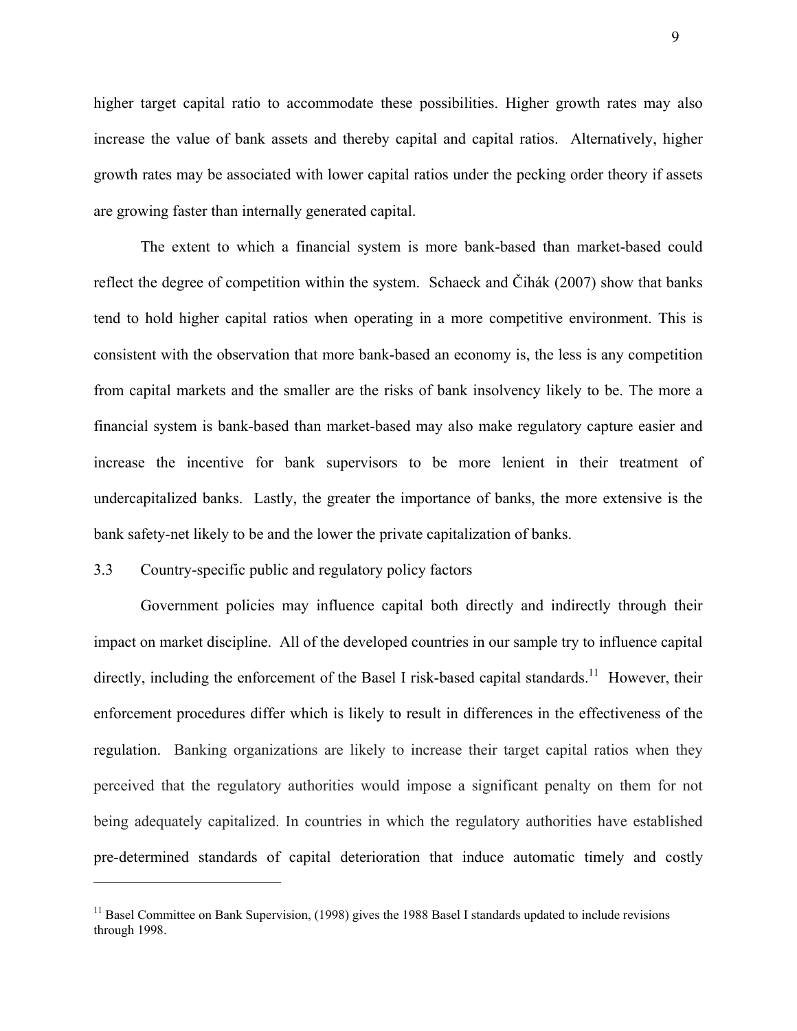higher target capital ratio to accommodate these possibilities. Higher growth rates may also increase the value of bank assets and thereby capital and capital ratios. Alternatively, higher growth rates may be associated with lower capital ratios under the pecking order theory if assets are growing faster than internally generated capital.

The extent to which a financial system is more bank-based than market-based could reflect the degree of competition within the system. Schaeck and Čihák (2007) show that banks tend to hold higher capital ratios when operating in a more competitive environment. This is consistent with the observation that more bank-based an economy is, the less is any competition from capital markets and the smaller are the risks of bank insolvency likely to be. The more a financial system is bank-based than market-based may also make regulatory capture easier and increase the incentive for bank supervisors to be more lenient in their treatment of undercapitalized banks. Lastly, the greater the importance of banks, the more extensive is the bank safety-net likely to be and the lower the private capitalization of banks.

### 3.3 Country-specific public and regulatory policy factors

Government policies may influence capital both directly and indirectly through their impact on market discipline. All of the developed countries in our sample try to influence capital directly, including the enforcement of the Basel I risk-based capital standards.[11] However, their enforcement procedures differ which is likely to result in differences in the effectiveness of the regulation. Banking organizations are likely to increase their target capital ratios when they perceived that the regulatory authorities would impose a significant penalty on them for not being adequately capitalized. In countries in which the regulatory authorities have established pre-determined standards of capital deterioration that induce automatic timely and costly

---

[11] Basel Committee on Bank Supervision, (1998) gives the 1988 Basel I standards updated to include revisions through 1998.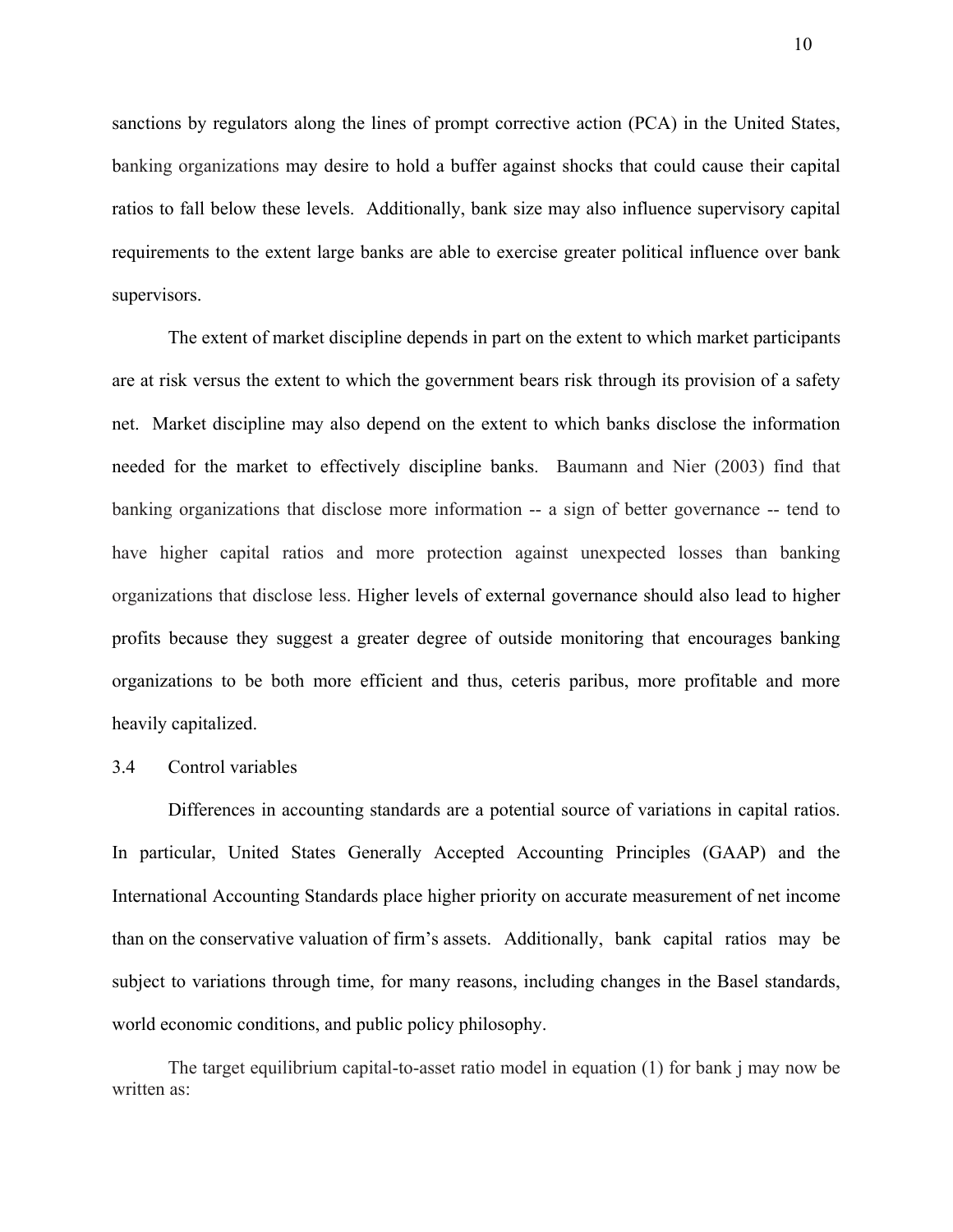sanctions by regulators along the lines of prompt corrective action (PCA) in the United States, banking organizations may desire to hold a buffer against shocks that could cause their capital ratios to fall below these levels. Additionally, bank size may also influence supervisory capital requirements to the extent large banks are able to exercise greater political influence over bank supervisors.

The extent of market discipline depends in part on the extent to which market participants are at risk versus the extent to which the government bears risk through its provision of a safety net. Market discipline may also depend on the extent to which banks disclose the information needed for the market to effectively discipline banks. Baumann and Nier (2003) find that banking organizations that disclose more information -- a sign of better governance -- tend to have higher capital ratios and more protection against unexpected losses than banking organizations that disclose less. Higher levels of external governance should also lead to higher profits because they suggest a greater degree of outside monitoring that encourages banking organizations to be both more efficient and thus, ceteris paribus, more profitable and more heavily capitalized.

### 3.4 Control variables

Differences in accounting standards are a potential source of variations in capital ratios. In particular, United States Generally Accepted Accounting Principles (GAAP) and the International Accounting Standards place higher priority on accurate measurement of net income than on the conservative valuation of firm's assets. Additionally, bank capital ratios may be subject to variations through time, for many reasons, including changes in the Basel standards, world economic conditions, and public policy philosophy.

The target equilibrium capital-to-asset ratio model in equation (1) for bank j may now be written as: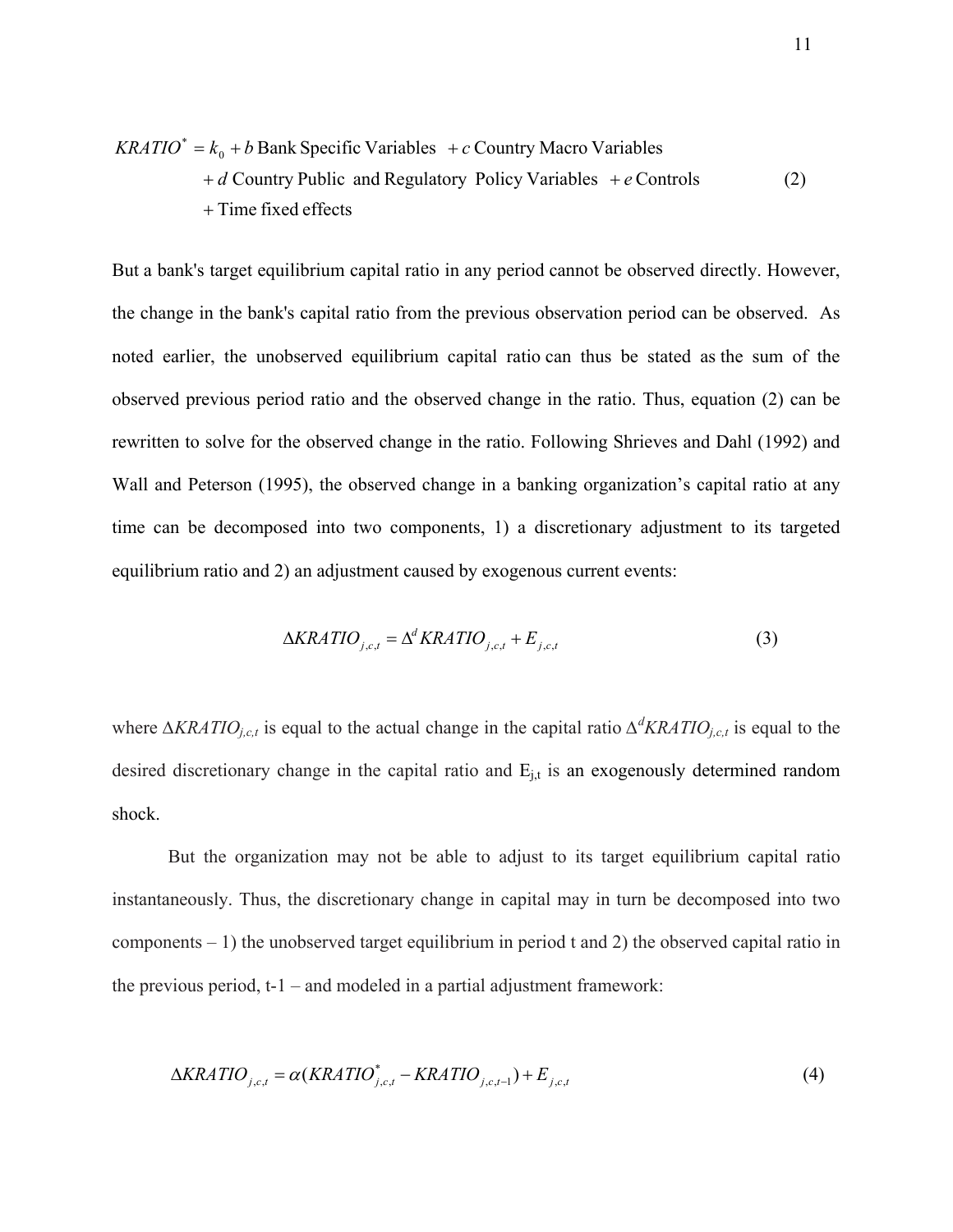$$KRATIO^{*} = k_0 + b \text{ Bank Specific Variables } + c \text{ Country Macro Variables} \\ + d \text{ Country Public and Regulatory Policy Variables } + e \text{ Controls} \\ + \text{Time fixed effects} \tag{2}$$

But a bank's target equilibrium capital ratio in any period cannot be observed directly. However, the change in the bank's capital ratio from the previous observation period can be observed. As noted earlier, the unobserved equilibrium capital ratio can thus be stated as the sum of the observed previous period ratio and the observed change in the ratio. Thus, equation (2) can be rewritten to solve for the observed change in the ratio. Following Shrieves and Dahl (1992) and Wall and Peterson (1995), the observed change in a banking organization's capital ratio at any time can be decomposed into two components, 1) a discretionary adjustment to its targeted equilibrium ratio and 2) an adjustment caused by exogenous current events:

$$\Delta KRATIO_{j,c,t} = \Delta^{d} KRATIO_{j,c,t} + E_{j,c,t} \tag{3}$$

where $\Delta KRATIO_{j,c,t}$ is equal to the actual change in the capital ratio $\Delta^{d} KRATIO_{j,c,t}$ is equal to the desired discretionary change in the capital ratio and $E_{j,t}$ is an exogenously determined random shock.

But the organization may not be able to adjust to its target equilibrium capital ratio instantaneously. Thus, the discretionary change in capital may in turn be decomposed into two components – 1) the unobserved target equilibrium in period t and 2) the observed capital ratio in the previous period, t-1 – and modeled in a partial adjustment framework:

$$\Delta KRATIO_{j,c,t} = \alpha (KRATIO^{*}_{j,c,t} - KRATIO_{j,c,t-1}) + E_{j,c,t} \tag{4}$$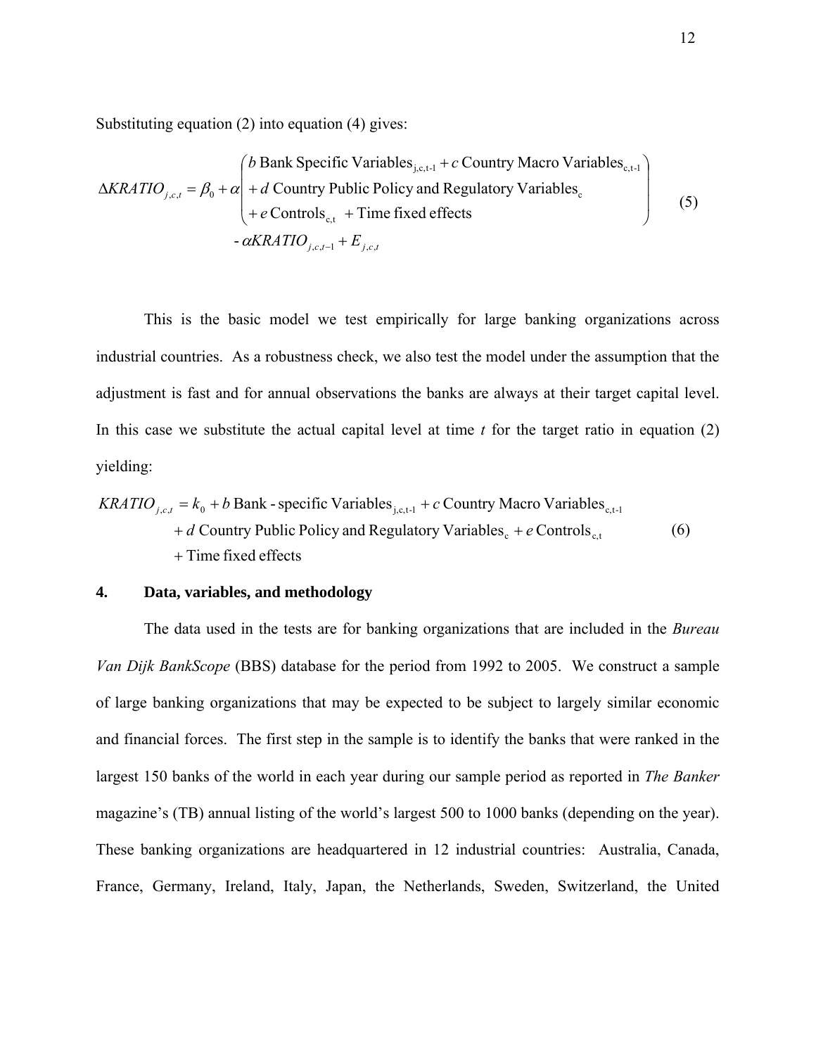Substituting equation (2) into equation (4) gives:

$$
\Delta KRATIO_{j,c,t} = \beta_0 + \alpha \begin{pmatrix} b \text{ Bank Specific Variables}_{\text{j,c,t-1}} + c \text{ Country Macro Variables}_{\text{c,t-1}} \\ + d \text{ Country Public Policy and Regulatory Variables}_{\text{c}} \\ + e \text{ Controls}_{\text{c,t}} \ + \text{Time fixed effects} \end{pmatrix} \\ - \alpha KRATIO_{j,c,t-1} + E_{j,c,t} \tag{5}
$$

This is the basic model we test empirically for large banking organizations across industrial countries. As a robustness check, we also test the model under the assumption that the adjustment is fast and for annual observations the banks are always at their target capital level. In this case we substitute the actual capital level at time *t* for the target ratio in equation (2) yielding:

$$
\begin{aligned} KRATIO_{j,c,t} = k_0 &+ b \text{ Bank - specific Variables}_{\text{j,c,t-1}} + c \text{ Country Macro Variables}_{\text{c,t-1}} \\ &+ d \text{ Country Public Policy and Regulatory Variables}_{\text{c}} + e \text{ Controls}_{\text{c,t}} \\ &+ \text{Time fixed effects} \end{aligned} \tag{6}
$$

## 4. Data, variables, and methodology

The data used in the tests are for banking organizations that are included in the *Bureau Van Dijk BankScope* (BBS) database for the period from 1992 to 2005. We construct a sample of large banking organizations that may be expected to be subject to largely similar economic and financial forces. The first step in the sample is to identify the banks that were ranked in the largest 150 banks of the world in each year during our sample period as reported in *The Banker* magazine's (TB) annual listing of the world's largest 500 to 1000 banks (depending on the year). These banking organizations are headquartered in 12 industrial countries: Australia, Canada, France, Germany, Ireland, Italy, Japan, the Netherlands, Sweden, Switzerland, the United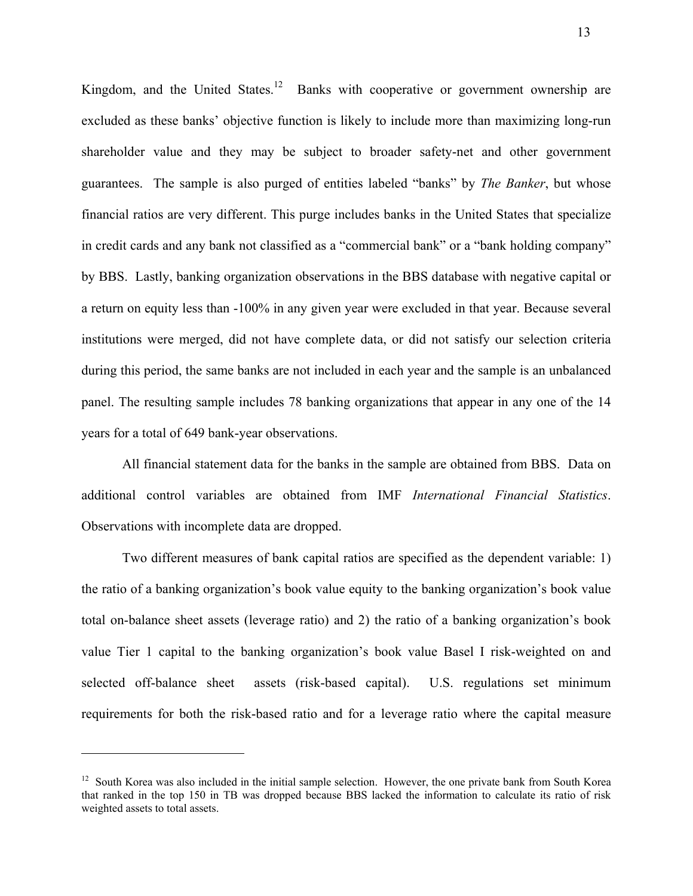Kingdom, and the United States.[12] Banks with cooperative or government ownership are excluded as these banks' objective function is likely to include more than maximizing long-run shareholder value and they may be subject to broader safety-net and other government guarantees. The sample is also purged of entities labeled "banks" by *The Banker*, but whose financial ratios are very different. This purge includes banks in the United States that specialize in credit cards and any bank not classified as a "commercial bank" or a "bank holding company" by BBS. Lastly, banking organization observations in the BBS database with negative capital or a return on equity less than -100% in any given year were excluded in that year. Because several institutions were merged, did not have complete data, or did not satisfy our selection criteria during this period, the same banks are not included in each year and the sample is an unbalanced panel. The resulting sample includes 78 banking organizations that appear in any one of the 14 years for a total of 649 bank-year observations.

All financial statement data for the banks in the sample are obtained from BBS. Data on additional control variables are obtained from IMF *International Financial Statistics*. Observations with incomplete data are dropped.

Two different measures of bank capital ratios are specified as the dependent variable: 1) the ratio of a banking organization's book value equity to the banking organization's book value total on-balance sheet assets (leverage ratio) and 2) the ratio of a banking organization's book value Tier 1 capital to the banking organization's book value Basel I risk-weighted on and selected off-balance sheet assets (risk-based capital). U.S. regulations set minimum requirements for both the risk-based ratio and for a leverage ratio where the capital measure

---

[12] South Korea was also included in the initial sample selection. However, the one private bank from South Korea that ranked in the top 150 in TB was dropped because BBS lacked the information to calculate its ratio of risk weighted assets to total assets.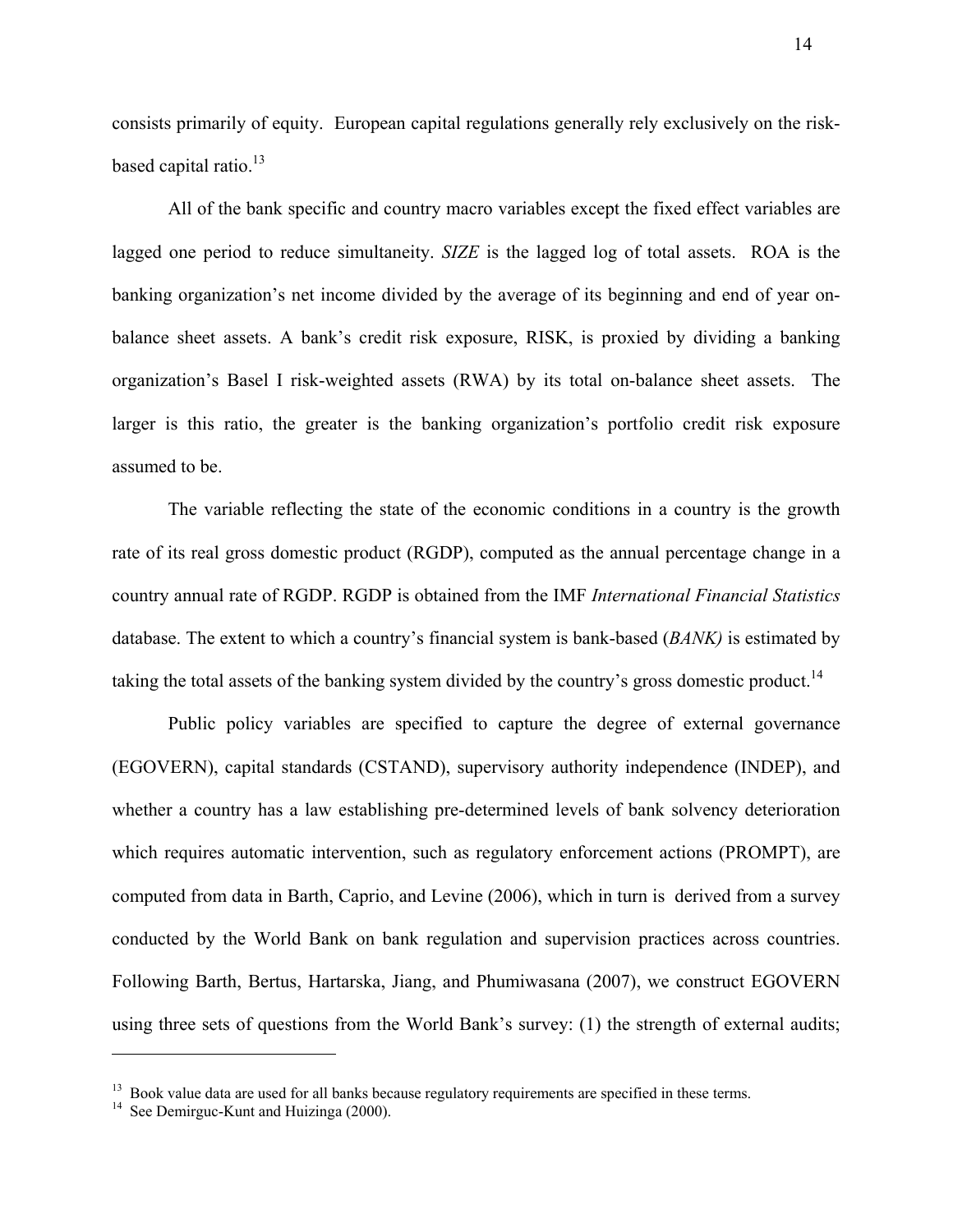consists primarily of equity. European capital regulations generally rely exclusively on the risk-based capital ratio.[13]

All of the bank specific and country macro variables except the fixed effect variables are lagged one period to reduce simultaneity. *SIZE* is the lagged log of total assets. ROA is the banking organization's net income divided by the average of its beginning and end of year on-balance sheet assets. A bank's credit risk exposure, RISK, is proxied by dividing a banking organization's Basel I risk-weighted assets (RWA) by its total on-balance sheet assets. The larger is this ratio, the greater is the banking organization's portfolio credit risk exposure assumed to be.

The variable reflecting the state of the economic conditions in a country is the growth rate of its real gross domestic product (RGDP), computed as the annual percentage change in a country annual rate of RGDP. RGDP is obtained from the IMF *International Financial Statistics* database. The extent to which a country's financial system is bank-based (*BANK)* is estimated by taking the total assets of the banking system divided by the country's gross domestic product.[14]

Public policy variables are specified to capture the degree of external governance (EGOVERN), capital standards (CSTAND), supervisory authority independence (INDEP), and whether a country has a law establishing pre-determined levels of bank solvency deterioration which requires automatic intervention, such as regulatory enforcement actions (PROMPT), are computed from data in Barth, Caprio, and Levine (2006), which in turn is derived from a survey conducted by the World Bank on bank regulation and supervision practices across countries. Following Barth, Bertus, Hartarska, Jiang, and Phumiwasana (2007), we construct EGOVERN using three sets of questions from the World Bank's survey: (1) the strength of external audits;

---

[13] Book value data are used for all banks because regulatory requirements are specified in these terms.

[14] See Demirguc-Kunt and Huizinga (2000).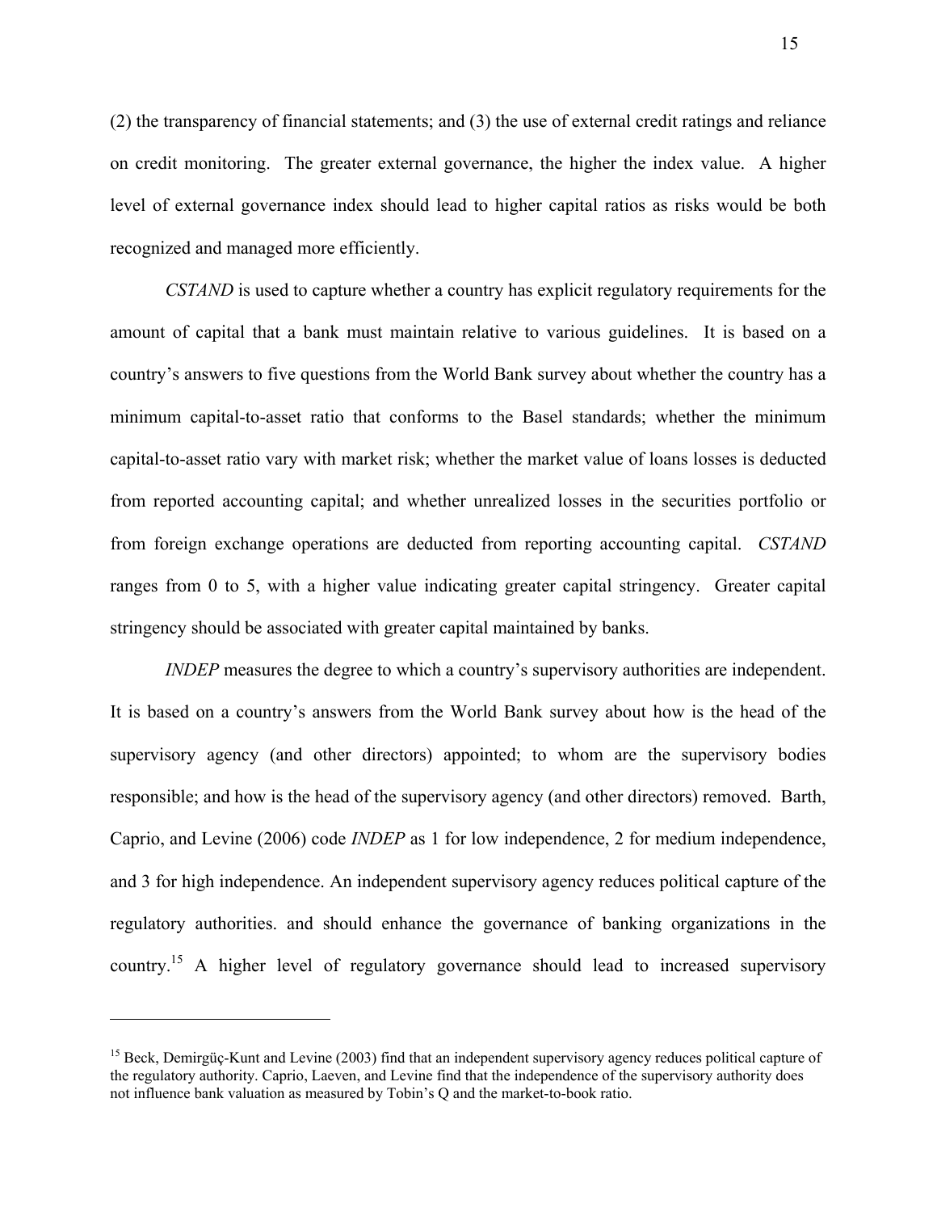(2) the transparency of financial statements; and (3) the use of external credit ratings and reliance on credit monitoring. The greater external governance, the higher the index value. A higher level of external governance index should lead to higher capital ratios as risks would be both recognized and managed more efficiently.

*CSTAND* is used to capture whether a country has explicit regulatory requirements for the amount of capital that a bank must maintain relative to various guidelines. It is based on a country's answers to five questions from the World Bank survey about whether the country has a minimum capital-to-asset ratio that conforms to the Basel standards; whether the minimum capital-to-asset ratio vary with market risk; whether the market value of loans losses is deducted from reported accounting capital; and whether unrealized losses in the securities portfolio or from foreign exchange operations are deducted from reporting accounting capital. *CSTAND* ranges from 0 to 5, with a higher value indicating greater capital stringency. Greater capital stringency should be associated with greater capital maintained by banks.

*INDEP* measures the degree to which a country's supervisory authorities are independent. It is based on a country's answers from the World Bank survey about how is the head of the supervisory agency (and other directors) appointed; to whom are the supervisory bodies responsible; and how is the head of the supervisory agency (and other directors) removed. Barth, Caprio, and Levine (2006) code *INDEP* as 1 for low independence, 2 for medium independence, and 3 for high independence. An independent supervisory agency reduces political capture of the regulatory authorities. and should enhance the governance of banking organizations in the country.[15] A higher level of regulatory governance should lead to increased supervisory

[15] Beck, Demirgüç-Kunt and Levine (2003) find that an independent supervisory agency reduces political capture of the regulatory authority. Caprio, Laeven, and Levine find that the independence of the supervisory authority does not influence bank valuation as measured by Tobin's Q and the market-to-book ratio.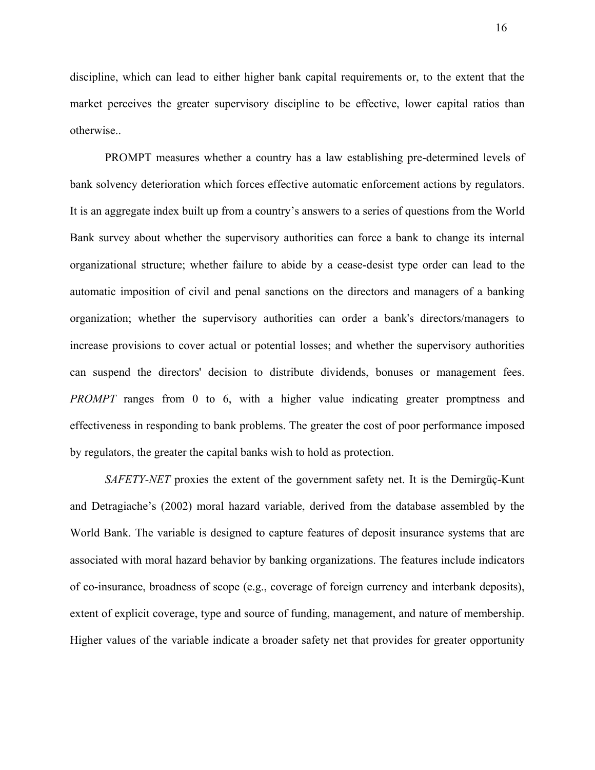discipline, which can lead to either higher bank capital requirements or, to the extent that the market perceives the greater supervisory discipline to be effective, lower capital ratios than otherwise..

PROMPT measures whether a country has a law establishing pre-determined levels of bank solvency deterioration which forces effective automatic enforcement actions by regulators. It is an aggregate index built up from a country's answers to a series of questions from the World Bank survey about whether the supervisory authorities can force a bank to change its internal organizational structure; whether failure to abide by a cease-desist type order can lead to the automatic imposition of civil and penal sanctions on the directors and managers of a banking organization; whether the supervisory authorities can order a bank's directors/managers to increase provisions to cover actual or potential losses; and whether the supervisory authorities can suspend the directors' decision to distribute dividends, bonuses or management fees. *PROMPT* ranges from 0 to 6, with a higher value indicating greater promptness and effectiveness in responding to bank problems. The greater the cost of poor performance imposed by regulators, the greater the capital banks wish to hold as protection.

*SAFETY-NET* proxies the extent of the government safety net. It is the Demirgüç-Kunt and Detragiache's (2002) moral hazard variable, derived from the database assembled by the World Bank. The variable is designed to capture features of deposit insurance systems that are associated with moral hazard behavior by banking organizations. The features include indicators of co-insurance, broadness of scope (e.g., coverage of foreign currency and interbank deposits), extent of explicit coverage, type and source of funding, management, and nature of membership. Higher values of the variable indicate a broader safety net that provides for greater opportunity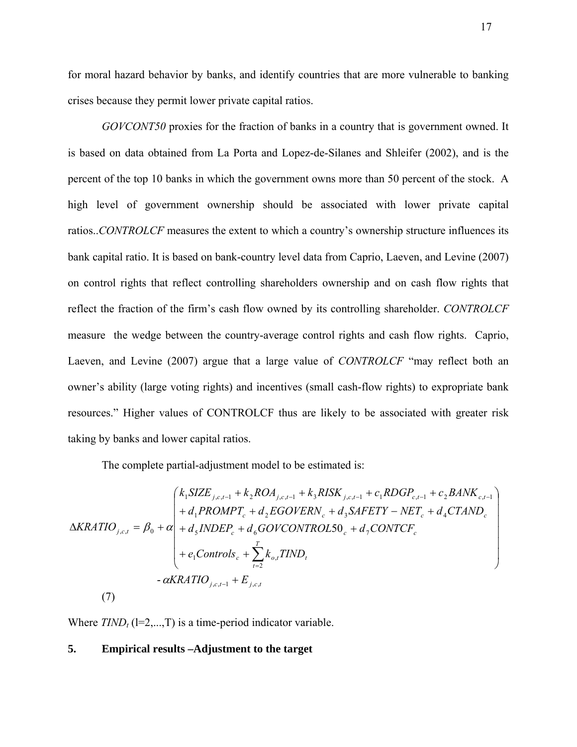for moral hazard behavior by banks, and identify countries that are more vulnerable to banking crises because they permit lower private capital ratios.

*GOVCONT50* proxies for the fraction of banks in a country that is government owned. It is based on data obtained from La Porta and Lopez-de-Silanes and Shleifer (2002), and is the percent of the top 10 banks in which the government owns more than 50 percent of the stock. A high level of government ownership should be associated with lower private capital ratios..*CONTROLCF* measures the extent to which a country's ownership structure influences its bank capital ratio. It is based on bank-country level data from Caprio, Laeven, and Levine (2007) on control rights that reflect controlling shareholders ownership and on cash flow rights that reflect the fraction of the firm's cash flow owned by its controlling shareholder. *CONTROLCF* measure the wedge between the country-average control rights and cash flow rights. Caprio, Laeven, and Levine (2007) argue that a large value of *CONTROLCF* "may reflect both an owner's ability (large voting rights) and incentives (small cash-flow rights) to expropriate bank resources." Higher values of CONTROLCF thus are likely to be associated with greater risk taking by banks and lower capital ratios.

The complete partial-adjustment model to be estimated is:

$$
\Delta KRATIO_{j,c,t} = \beta_0 + \alpha \begin{pmatrix} k_1 SIZE_{j,c,t-1} + k_2 ROA_{j,c,t-1} + k_3 RISK_{j,c,t-1} + c_1 RDGP_{c,t-1} + c_2 BANK_{c,t-1} \\ + d_1 PROMPT_c + d_2 EGOVERN_c + d_3 SAFETY-NET_c + d_4 CTAND_c \\ + d_5 INDEP_c + d_6 GOVCONTROL50_c + d_7 CONTCF_c \\ + e_1 Controls_c + \sum_{t=2}^{T} k_{o,t} TIND_t \end{pmatrix}
$$

$$
- \alpha KRATIO_{j,c,t-1} + E_{j,c,t} \qquad (7)
$$

Where $TIND_t$ (l=2,...,T) is a time-period indicator variable.

## 5. Empirical results –Adjustment to the target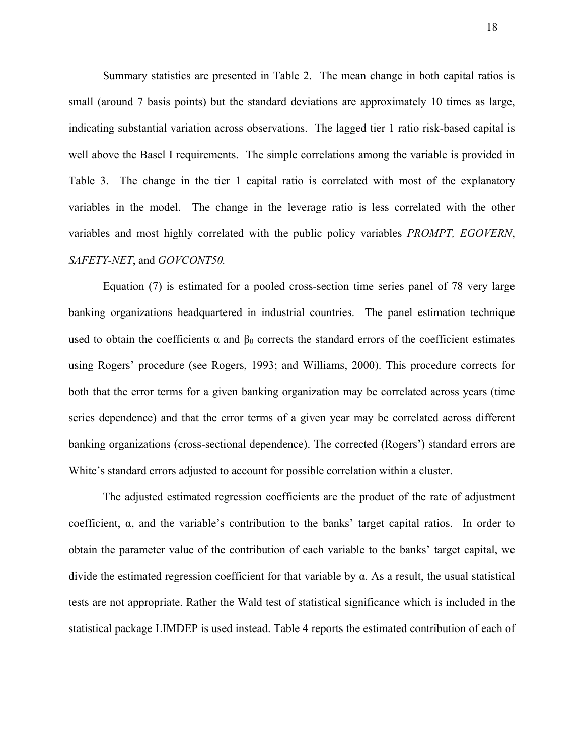Summary statistics are presented in Table 2. The mean change in both capital ratios is small (around 7 basis points) but the standard deviations are approximately 10 times as large, indicating substantial variation across observations. The lagged tier 1 ratio risk-based capital is well above the Basel I requirements. The simple correlations among the variable is provided in Table 3. The change in the tier 1 capital ratio is correlated with most of the explanatory variables in the model. The change in the leverage ratio is less correlated with the other variables and most highly correlated with the public policy variables *PROMPT, EGOVERN*, *SAFETY-NET*, and *GOVCONT50.*

Equation (7) is estimated for a pooled cross-section time series panel of 78 very large banking organizations headquartered in industrial countries. The panel estimation technique used to obtain the coefficients $\alpha$ and $\beta_0$ corrects the standard errors of the coefficient estimates using Rogers' procedure (see Rogers, 1993; and Williams, 2000). This procedure corrects for both that the error terms for a given banking organization may be correlated across years (time series dependence) and that the error terms of a given year may be correlated across different banking organizations (cross-sectional dependence). The corrected (Rogers') standard errors are White's standard errors adjusted to account for possible correlation within a cluster.

The adjusted estimated regression coefficients are the product of the rate of adjustment coefficient, $\alpha$, and the variable's contribution to the banks' target capital ratios. In order to obtain the parameter value of the contribution of each variable to the banks' target capital, we divide the estimated regression coefficient for that variable by $\alpha$. As a result, the usual statistical tests are not appropriate. Rather the Wald test of statistical significance which is included in the statistical package LIMDEP is used instead. Table 4 reports the estimated contribution of each of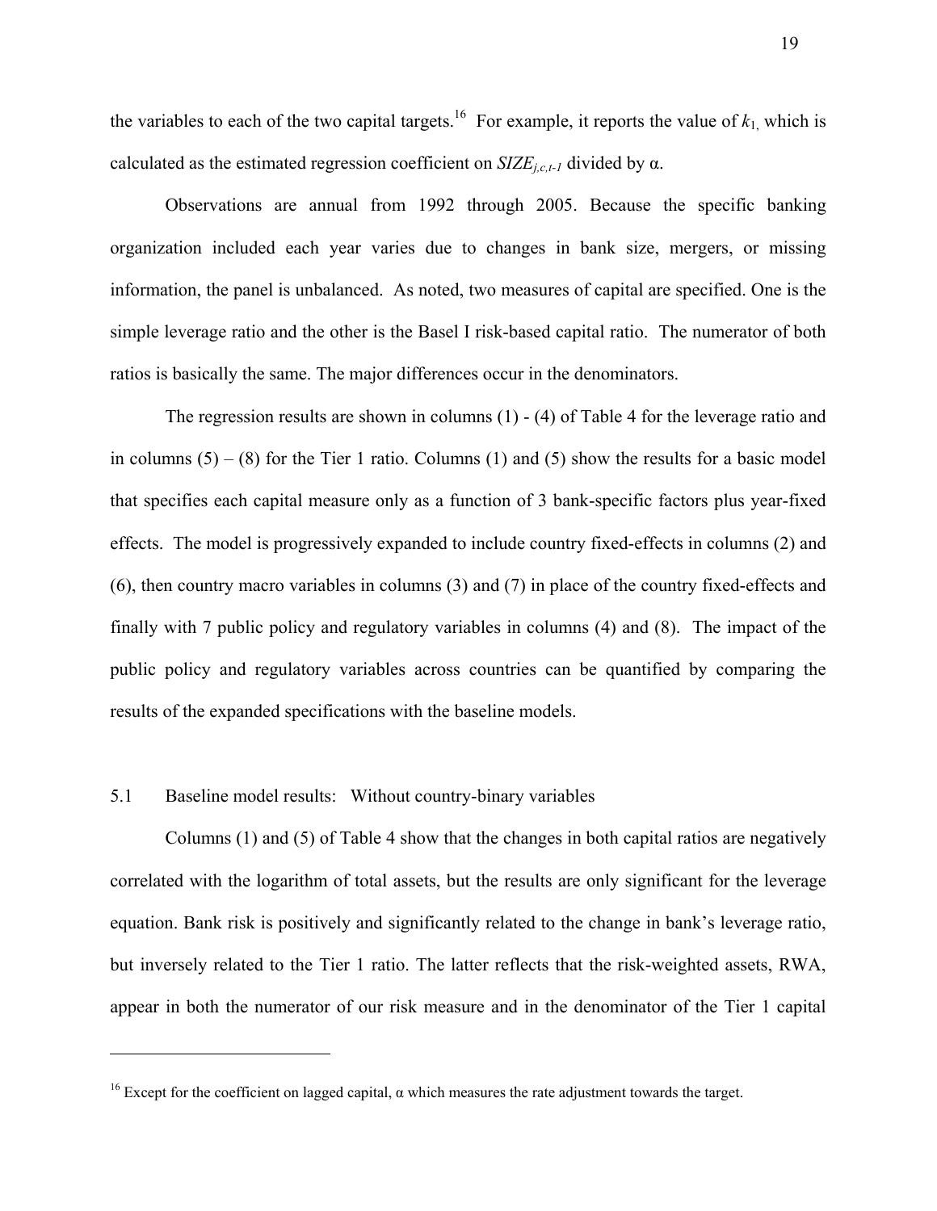the variables to each of the two capital targets.[16] For example, it reports the value of $k_1$, which is calculated as the estimated regression coefficient on $SIZE_{j,c,t-1}$ divided by α.

Observations are annual from 1992 through 2005. Because the specific banking organization included each year varies due to changes in bank size, mergers, or missing information, the panel is unbalanced. As noted, two measures of capital are specified. One is the simple leverage ratio and the other is the Basel I risk-based capital ratio. The numerator of both ratios is basically the same. The major differences occur in the denominators.

The regression results are shown in columns (1) - (4) of Table 4 for the leverage ratio and in columns (5) – (8) for the Tier 1 ratio. Columns (1) and (5) show the results for a basic model that specifies each capital measure only as a function of 3 bank-specific factors plus year-fixed effects. The model is progressively expanded to include country fixed-effects in columns (2) and (6), then country macro variables in columns (3) and (7) in place of the country fixed-effects and finally with 7 public policy and regulatory variables in columns (4) and (8). The impact of the public policy and regulatory variables across countries can be quantified by comparing the results of the expanded specifications with the baseline models.

### 5.1 Baseline model results: Without country-binary variables

Columns (1) and (5) of Table 4 show that the changes in both capital ratios are negatively correlated with the logarithm of total assets, but the results are only significant for the leverage equation. Bank risk is positively and significantly related to the change in bank's leverage ratio, but inversely related to the Tier 1 ratio. The latter reflects that the risk-weighted assets, RWA, appear in both the numerator of our risk measure and in the denominator of the Tier 1 capital

---

[16] Except for the coefficient on lagged capital, α which measures the rate adjustment towards the target.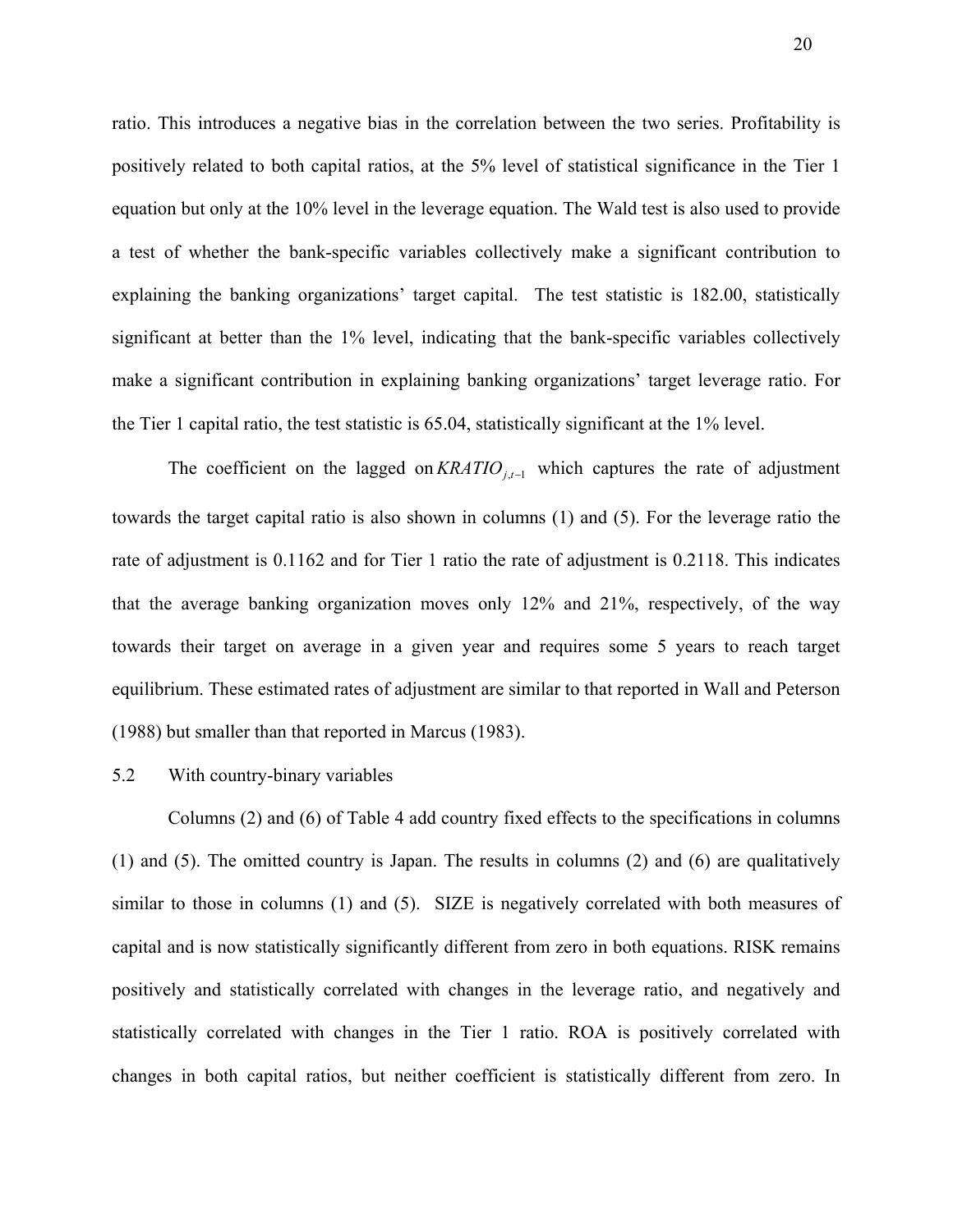ratio. This introduces a negative bias in the correlation between the two series. Profitability is positively related to both capital ratios, at the 5% level of statistical significance in the Tier 1 equation but only at the 10% level in the leverage equation. The Wald test is also used to provide a test of whether the bank-specific variables collectively make a significant contribution to explaining the banking organizations' target capital. The test statistic is 182.00, statistically significant at better than the 1% level, indicating that the bank-specific variables collectively make a significant contribution in explaining banking organizations' target leverage ratio. For the Tier 1 capital ratio, the test statistic is 65.04, statistically significant at the 1% level.

The coefficient on the lagged on $KRATIO_{j,t-1}$ which captures the rate of adjustment towards the target capital ratio is also shown in columns (1) and (5). For the leverage ratio the rate of adjustment is 0.1162 and for Tier 1 ratio the rate of adjustment is 0.2118. This indicates that the average banking organization moves only 12% and 21%, respectively, of the way towards their target on average in a given year and requires some 5 years to reach target equilibrium. These estimated rates of adjustment are similar to that reported in Wall and Peterson (1988) but smaller than that reported in Marcus (1983).

## 5.2 With country-binary variables

Columns (2) and (6) of Table 4 add country fixed effects to the specifications in columns (1) and (5). The omitted country is Japan. The results in columns (2) and (6) are qualitatively similar to those in columns (1) and (5). SIZE is negatively correlated with both measures of capital and is now statistically significantly different from zero in both equations. RISK remains positively and statistically correlated with changes in the leverage ratio, and negatively and statistically correlated with changes in the Tier 1 ratio. ROA is positively correlated with changes in both capital ratios, but neither coefficient is statistically different from zero. In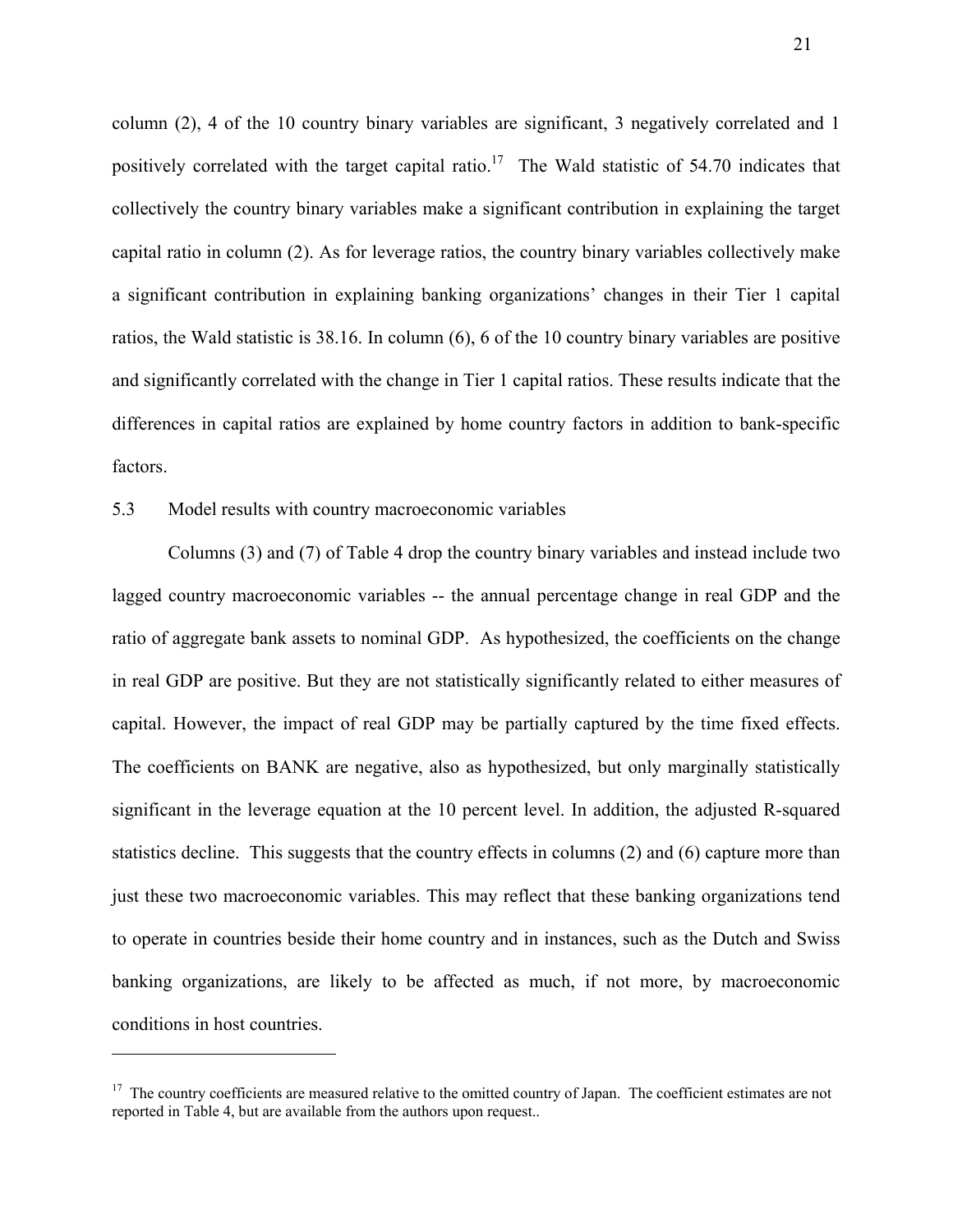column (2), 4 of the 10 country binary variables are significant, 3 negatively correlated and 1 positively correlated with the target capital ratio.[17] The Wald statistic of 54.70 indicates that collectively the country binary variables make a significant contribution in explaining the target capital ratio in column (2). As for leverage ratios, the country binary variables collectively make a significant contribution in explaining banking organizations' changes in their Tier 1 capital ratios, the Wald statistic is 38.16. In column (6), 6 of the 10 country binary variables are positive and significantly correlated with the change in Tier 1 capital ratios. These results indicate that the differences in capital ratios are explained by home country factors in addition to bank-specific factors.

### 5.3 Model results with country macroeconomic variables

Columns (3) and (7) of Table 4 drop the country binary variables and instead include two lagged country macroeconomic variables -- the annual percentage change in real GDP and the ratio of aggregate bank assets to nominal GDP. As hypothesized, the coefficients on the change in real GDP are positive. But they are not statistically significantly related to either measures of capital. However, the impact of real GDP may be partially captured by the time fixed effects. The coefficients on BANK are negative, also as hypothesized, but only marginally statistically significant in the leverage equation at the 10 percent level. In addition, the adjusted R-squared statistics decline. This suggests that the country effects in columns (2) and (6) capture more than just these two macroeconomic variables. This may reflect that these banking organizations tend to operate in countries beside their home country and in instances, such as the Dutch and Swiss banking organizations, are likely to be affected as much, if not more, by macroeconomic conditions in host countries.

---

[17] The country coefficients are measured relative to the omitted country of Japan. The coefficient estimates are not reported in Table 4, but are available from the authors upon request..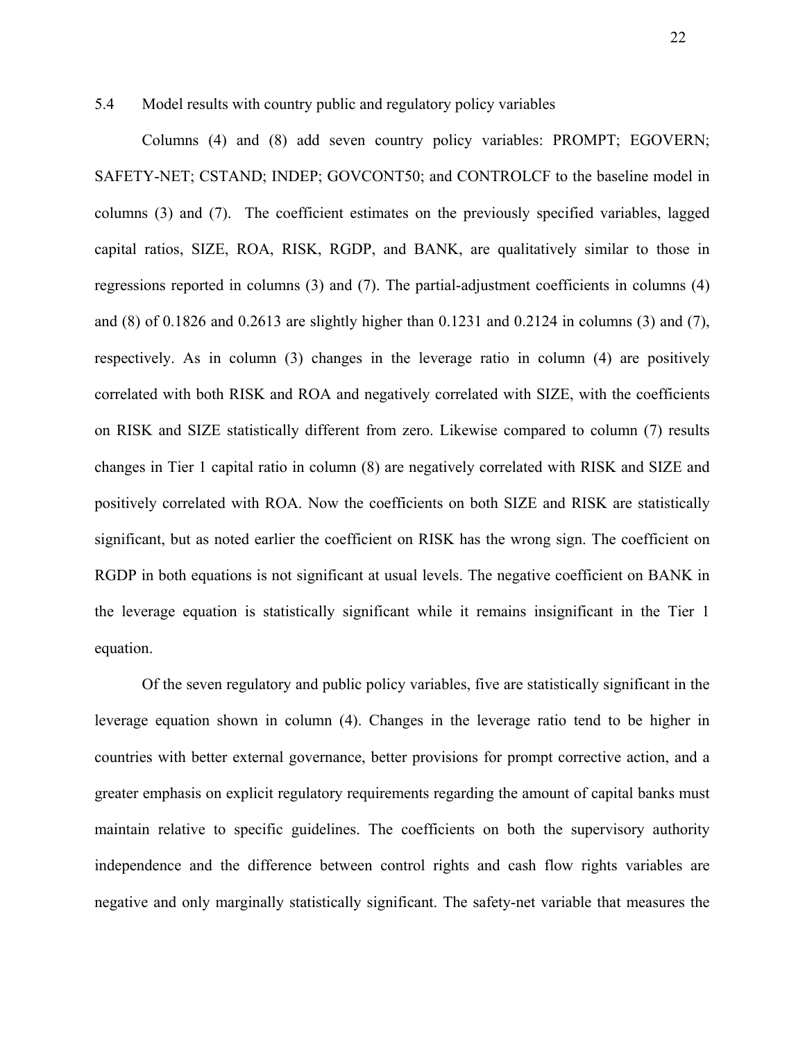## 5.4 Model results with country public and regulatory policy variables

Columns (4) and (8) add seven country policy variables: PROMPT; EGOVERN; SAFETY-NET; CSTAND; INDEP; GOVCONT50; and CONTROLCF to the baseline model in columns (3) and (7). The coefficient estimates on the previously specified variables, lagged capital ratios, SIZE, ROA, RISK, RGDP, and BANK, are qualitatively similar to those in regressions reported in columns (3) and (7). The partial-adjustment coefficients in columns (4) and (8) of 0.1826 and 0.2613 are slightly higher than 0.1231 and 0.2124 in columns (3) and (7), respectively. As in column (3) changes in the leverage ratio in column (4) are positively correlated with both RISK and ROA and negatively correlated with SIZE, with the coefficients on RISK and SIZE statistically different from zero. Likewise compared to column (7) results changes in Tier 1 capital ratio in column (8) are negatively correlated with RISK and SIZE and positively correlated with ROA. Now the coefficients on both SIZE and RISK are statistically significant, but as noted earlier the coefficient on RISK has the wrong sign. The coefficient on RGDP in both equations is not significant at usual levels. The negative coefficient on BANK in the leverage equation is statistically significant while it remains insignificant in the Tier 1 equation.

Of the seven regulatory and public policy variables, five are statistically significant in the leverage equation shown in column (4). Changes in the leverage ratio tend to be higher in countries with better external governance, better provisions for prompt corrective action, and a greater emphasis on explicit regulatory requirements regarding the amount of capital banks must maintain relative to specific guidelines. The coefficients on both the supervisory authority independence and the difference between control rights and cash flow rights variables are negative and only marginally statistically significant. The safety-net variable that measures the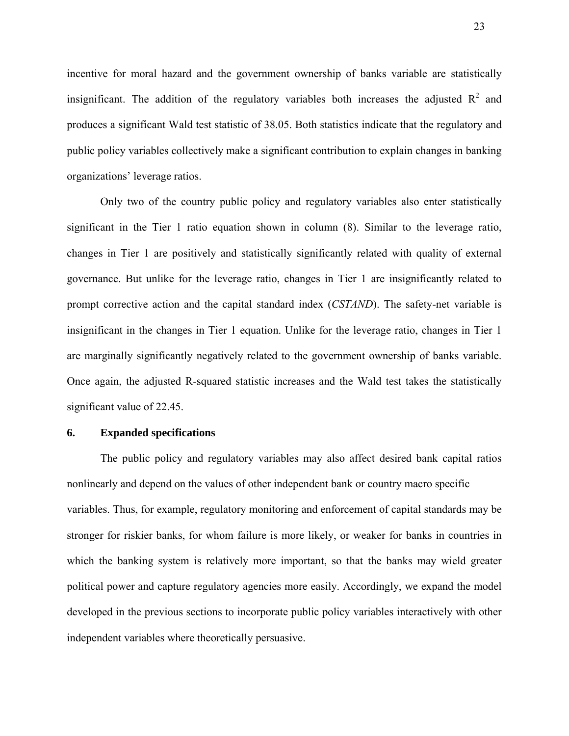incentive for moral hazard and the government ownership of banks variable are statistically insignificant. The addition of the regulatory variables both increases the adjusted $R^2$ and produces a significant Wald test statistic of 38.05. Both statistics indicate that the regulatory and public policy variables collectively make a significant contribution to explain changes in banking organizations' leverage ratios.

Only two of the country public policy and regulatory variables also enter statistically significant in the Tier 1 ratio equation shown in column (8). Similar to the leverage ratio, changes in Tier 1 are positively and statistically significantly related with quality of external governance. But unlike for the leverage ratio, changes in Tier 1 are insignificantly related to prompt corrective action and the capital standard index (*CSTAND*). The safety-net variable is insignificant in the changes in Tier 1 equation. Unlike for the leverage ratio, changes in Tier 1 are marginally significantly negatively related to the government ownership of banks variable. Once again, the adjusted R-squared statistic increases and the Wald test takes the statistically significant value of 22.45.

## 6. Expanded specifications

The public policy and regulatory variables may also affect desired bank capital ratios nonlinearly and depend on the values of other independent bank or country macro specific variables. Thus, for example, regulatory monitoring and enforcement of capital standards may be stronger for riskier banks, for whom failure is more likely, or weaker for banks in countries in which the banking system is relatively more important, so that the banks may wield greater political power and capture regulatory agencies more easily. Accordingly, we expand the model developed in the previous sections to incorporate public policy variables interactively with other independent variables where theoretically persuasive.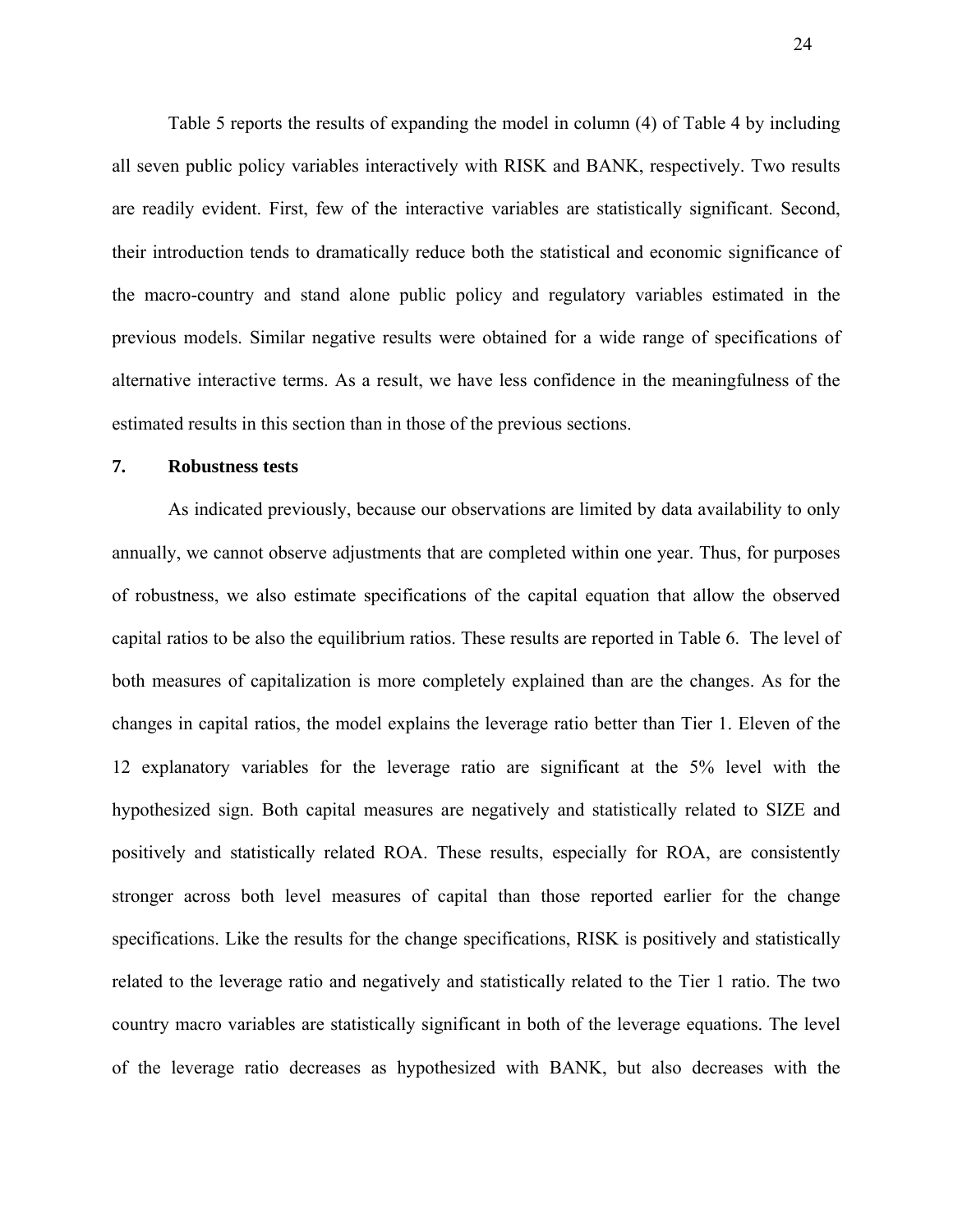Table 5 reports the results of expanding the model in column (4) of Table 4 by including all seven public policy variables interactively with RISK and BANK, respectively. Two results are readily evident. First, few of the interactive variables are statistically significant. Second, their introduction tends to dramatically reduce both the statistical and economic significance of the macro-country and stand alone public policy and regulatory variables estimated in the previous models. Similar negative results were obtained for a wide range of specifications of alternative interactive terms. As a result, we have less confidence in the meaningfulness of the estimated results in this section than in those of the previous sections.

## 7. Robustness tests

As indicated previously, because our observations are limited by data availability to only annually, we cannot observe adjustments that are completed within one year. Thus, for purposes of robustness, we also estimate specifications of the capital equation that allow the observed capital ratios to be also the equilibrium ratios. These results are reported in Table 6. The level of both measures of capitalization is more completely explained than are the changes. As for the changes in capital ratios, the model explains the leverage ratio better than Tier 1. Eleven of the 12 explanatory variables for the leverage ratio are significant at the 5% level with the hypothesized sign. Both capital measures are negatively and statistically related to SIZE and positively and statistically related ROA. These results, especially for ROA, are consistently stronger across both level measures of capital than those reported earlier for the change specifications. Like the results for the change specifications, RISK is positively and statistically related to the leverage ratio and negatively and statistically related to the Tier 1 ratio. The two country macro variables are statistically significant in both of the leverage equations. The level of the leverage ratio decreases as hypothesized with BANK, but also decreases with the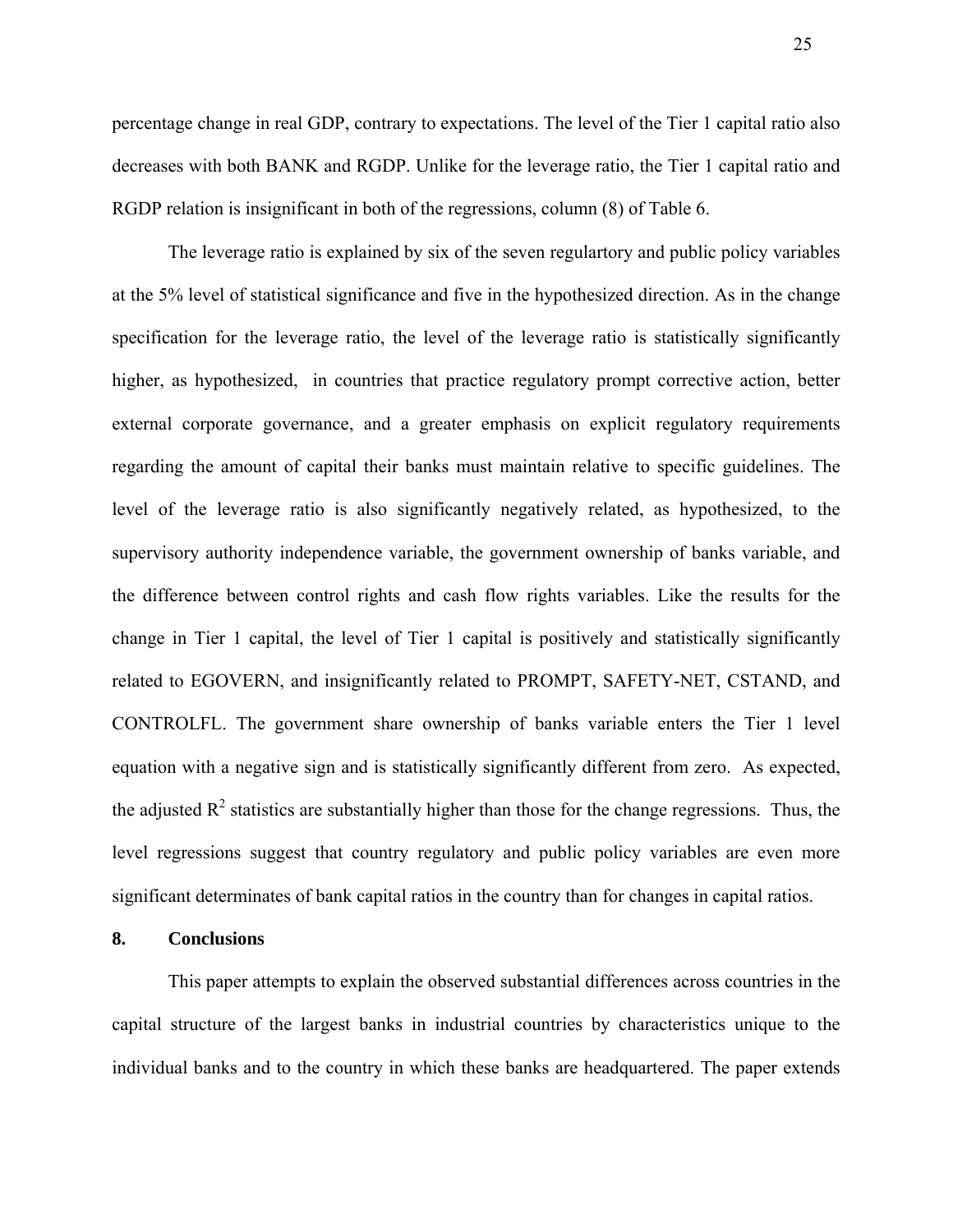percentage change in real GDP, contrary to expectations. The level of the Tier 1 capital ratio also decreases with both BANK and RGDP. Unlike for the leverage ratio, the Tier 1 capital ratio and RGDP relation is insignificant in both of the regressions, column (8) of Table 6.

The leverage ratio is explained by six of the seven regulartory and public policy variables at the 5% level of statistical significance and five in the hypothesized direction. As in the change specification for the leverage ratio, the level of the leverage ratio is statistically significantly higher, as hypothesized, in countries that practice regulatory prompt corrective action, better external corporate governance, and a greater emphasis on explicit regulatory requirements regarding the amount of capital their banks must maintain relative to specific guidelines. The level of the leverage ratio is also significantly negatively related, as hypothesized, to the supervisory authority independence variable, the government ownership of banks variable, and the difference between control rights and cash flow rights variables. Like the results for the change in Tier 1 capital, the level of Tier 1 capital is positively and statistically significantly related to EGOVERN, and insignificantly related to PROMPT, SAFETY-NET, CSTAND, and CONTROLFL. The government share ownership of banks variable enters the Tier 1 level equation with a negative sign and is statistically significantly different from zero. As expected, the adjusted $R^2$ statistics are substantially higher than those for the change regressions. Thus, the level regressions suggest that country regulatory and public policy variables are even more significant determinates of bank capital ratios in the country than for changes in capital ratios.

## 8. Conclusions

This paper attempts to explain the observed substantial differences across countries in the capital structure of the largest banks in industrial countries by characteristics unique to the individual banks and to the country in which these banks are headquartered. The paper extends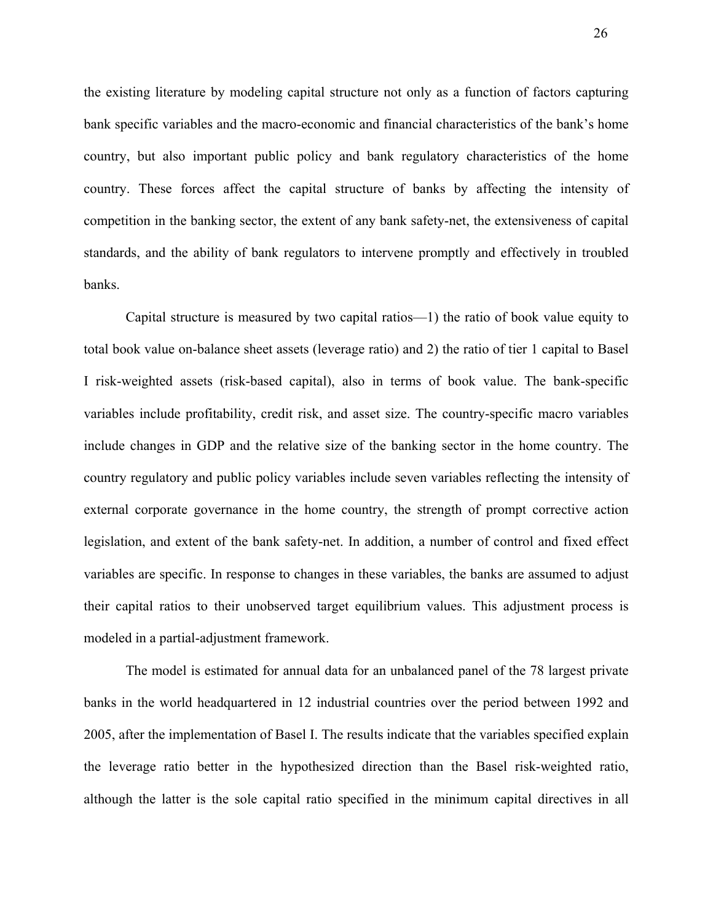the existing literature by modeling capital structure not only as a function of factors capturing bank specific variables and the macro-economic and financial characteristics of the bank's home country, but also important public policy and bank regulatory characteristics of the home country. These forces affect the capital structure of banks by affecting the intensity of competition in the banking sector, the extent of any bank safety-net, the extensiveness of capital standards, and the ability of bank regulators to intervene promptly and effectively in troubled banks.

Capital structure is measured by two capital ratios—1) the ratio of book value equity to total book value on-balance sheet assets (leverage ratio) and 2) the ratio of tier 1 capital to Basel I risk-weighted assets (risk-based capital), also in terms of book value. The bank-specific variables include profitability, credit risk, and asset size. The country-specific macro variables include changes in GDP and the relative size of the banking sector in the home country. The country regulatory and public policy variables include seven variables reflecting the intensity of external corporate governance in the home country, the strength of prompt corrective action legislation, and extent of the bank safety-net. In addition, a number of control and fixed effect variables are specific. In response to changes in these variables, the banks are assumed to adjust their capital ratios to their unobserved target equilibrium values. This adjustment process is modeled in a partial-adjustment framework.

The model is estimated for annual data for an unbalanced panel of the 78 largest private banks in the world headquartered in 12 industrial countries over the period between 1992 and 2005, after the implementation of Basel I. The results indicate that the variables specified explain the leverage ratio better in the hypothesized direction than the Basel risk-weighted ratio, although the latter is the sole capital ratio specified in the minimum capital directives in all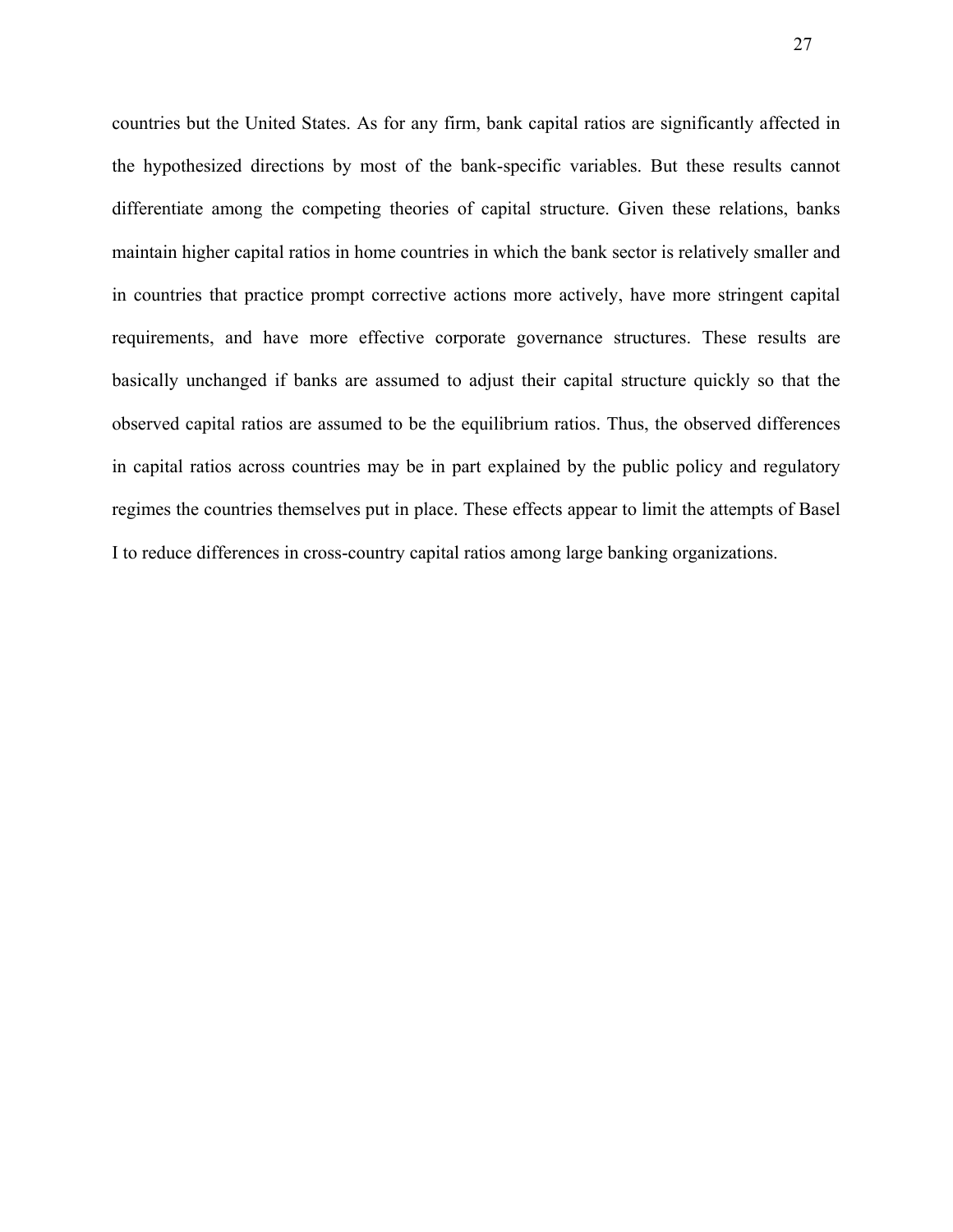countries but the United States. As for any firm, bank capital ratios are significantly affected in the hypothesized directions by most of the bank-specific variables. But these results cannot differentiate among the competing theories of capital structure. Given these relations, banks maintain higher capital ratios in home countries in which the bank sector is relatively smaller and in countries that practice prompt corrective actions more actively, have more stringent capital requirements, and have more effective corporate governance structures. These results are basically unchanged if banks are assumed to adjust their capital structure quickly so that the observed capital ratios are assumed to be the equilibrium ratios. Thus, the observed differences in capital ratios across countries may be in part explained by the public policy and regulatory regimes the countries themselves put in place. These effects appear to limit the attempts of Basel I to reduce differences in cross-country capital ratios among large banking organizations.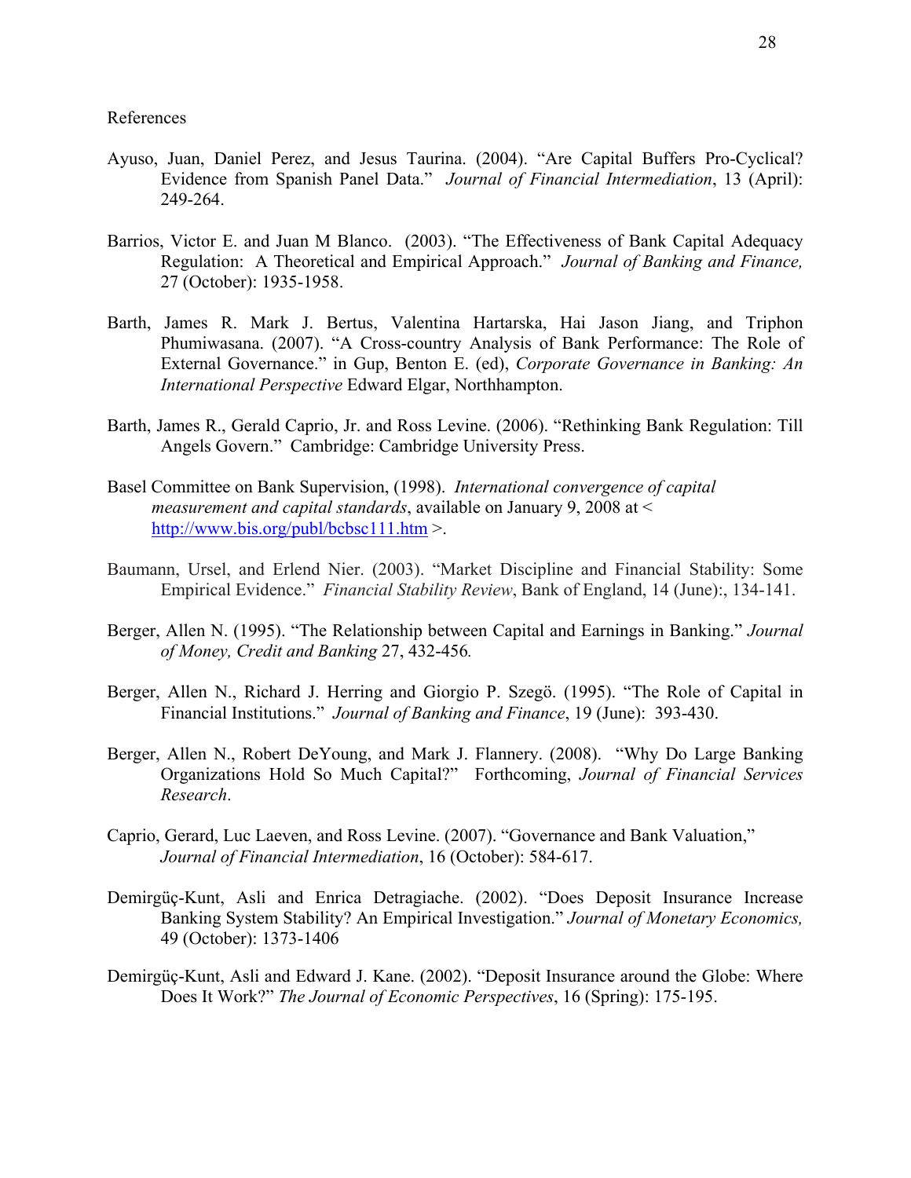References

Ayuso, Juan, Daniel Perez, and Jesus Taurina. (2004). "Are Capital Buffers Pro-Cyclical? Evidence from Spanish Panel Data." *Journal of Financial Intermediation*, 13 (April): 249-264.

Barrios, Victor E. and Juan M Blanco. (2003). "The Effectiveness of Bank Capital Adequacy Regulation: A Theoretical and Empirical Approach." *Journal of Banking and Finance,* 27 (October): 1935-1958.

Barth, James R. Mark J. Bertus, Valentina Hartarska, Hai Jason Jiang, and Triphon Phumiwasana. (2007). "A Cross-country Analysis of Bank Performance: The Role of External Governance." in Gup, Benton E. (ed), *Corporate Governance in Banking: An International Perspective* Edward Elgar, Northhampton.

Barth, James R., Gerald Caprio, Jr. and Ross Levine. (2006). "Rethinking Bank Regulation: Till Angels Govern." Cambridge: Cambridge University Press.

Basel Committee on Bank Supervision, (1998). *International convergence of capital measurement and capital standards*, available on January 9, 2008 at < http://www.bis.org/publ/bcbsc111.htm >.

Baumann, Ursel, and Erlend Nier. (2003). "Market Discipline and Financial Stability: Some Empirical Evidence." *Financial Stability Review*, Bank of England, 14 (June):, 134-141.

Berger, Allen N. (1995). "The Relationship between Capital and Earnings in Banking." *Journal of Money, Credit and Banking* 27, 432-456.

Berger, Allen N., Richard J. Herring and Giorgio P. Szegö. (1995). "The Role of Capital in Financial Institutions." *Journal of Banking and Finance*, 19 (June): 393-430.

Berger, Allen N., Robert DeYoung, and Mark J. Flannery. (2008). "Why Do Large Banking Organizations Hold So Much Capital?" Forthcoming, *Journal of Financial Services Research*.

Caprio, Gerard, Luc Laeven, and Ross Levine. (2007). "Governance and Bank Valuation," *Journal of Financial Intermediation*, 16 (October): 584-617.

Demirgüç-Kunt, Asli and Enrica Detragiache. (2002). "Does Deposit Insurance Increase Banking System Stability? An Empirical Investigation." *Journal of Monetary Economics,* 49 (October): 1373-1406

Demirgüç-Kunt, Asli and Edward J. Kane. (2002). "Deposit Insurance around the Globe: Where Does It Work?" *The Journal of Economic Perspectives*, 16 (Spring): 175-195.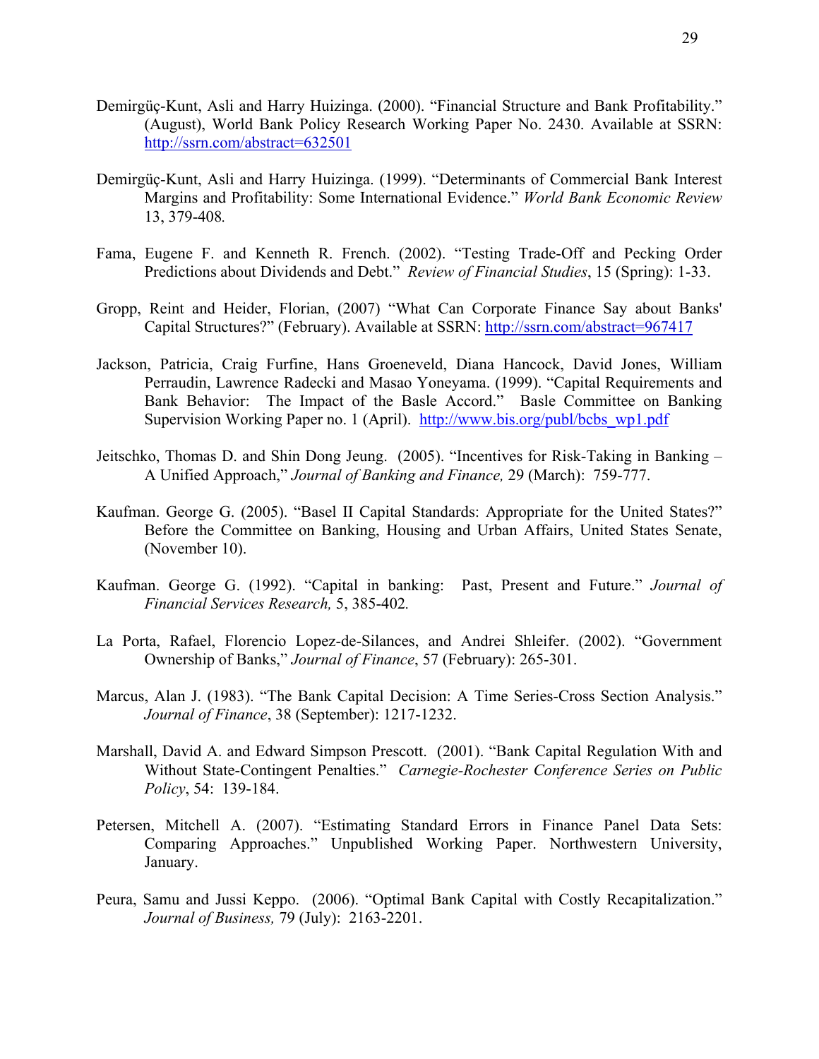Demirgüç-Kunt, Asli and Harry Huizinga. (2000). "Financial Structure and Bank Profitability." (August), World Bank Policy Research Working Paper No. 2430. Available at SSRN: http://ssrn.com/abstract=632501

Demirgüç-Kunt, Asli and Harry Huizinga. (1999). "Determinants of Commercial Bank Interest Margins and Profitability: Some International Evidence." *World Bank Economic Review* 13, 379-408*.*

Fama, Eugene F. and Kenneth R. French. (2002). "Testing Trade-Off and Pecking Order Predictions about Dividends and Debt." *Review of Financial Studies*, 15 (Spring): 1-33.

Gropp, Reint and Heider, Florian, (2007) "What Can Corporate Finance Say about Banks' Capital Structures?" (February). Available at SSRN: http://ssrn.com/abstract=967417

Jackson, Patricia, Craig Furfine, Hans Groeneveld, Diana Hancock, David Jones, William Perraudin, Lawrence Radecki and Masao Yoneyama. (1999). "Capital Requirements and Bank Behavior: The Impact of the Basle Accord." Basle Committee on Banking Supervision Working Paper no. 1 (April). http://www.bis.org/publ/bcbs_wp1.pdf

Jeitschko, Thomas D. and Shin Dong Jeung. (2005). "Incentives for Risk-Taking in Banking – A Unified Approach," *Journal of Banking and Finance,* 29 (March): 759-777.

Kaufman. George G. (2005). "Basel II Capital Standards: Appropriate for the United States?" Before the Committee on Banking, Housing and Urban Affairs, United States Senate, (November 10).

Kaufman. George G. (1992). "Capital in banking: Past, Present and Future." *Journal of Financial Services Research,* 5, 385-402*.*

La Porta, Rafael, Florencio Lopez-de-Silances, and Andrei Shleifer. (2002). "Government Ownership of Banks," *Journal of Finance*, 57 (February): 265-301.

Marcus, Alan J. (1983). "The Bank Capital Decision: A Time Series-Cross Section Analysis." *Journal of Finance*, 38 (September): 1217-1232.

Marshall, David A. and Edward Simpson Prescott. (2001). "Bank Capital Regulation With and Without State-Contingent Penalties." *Carnegie-Rochester Conference Series on Public Policy*, 54: 139-184.

Petersen, Mitchell A. (2007). "Estimating Standard Errors in Finance Panel Data Sets: Comparing Approaches." Unpublished Working Paper. Northwestern University, January.

Peura, Samu and Jussi Keppo. (2006). "Optimal Bank Capital with Costly Recapitalization." *Journal of Business,* 79 (July): 2163-2201.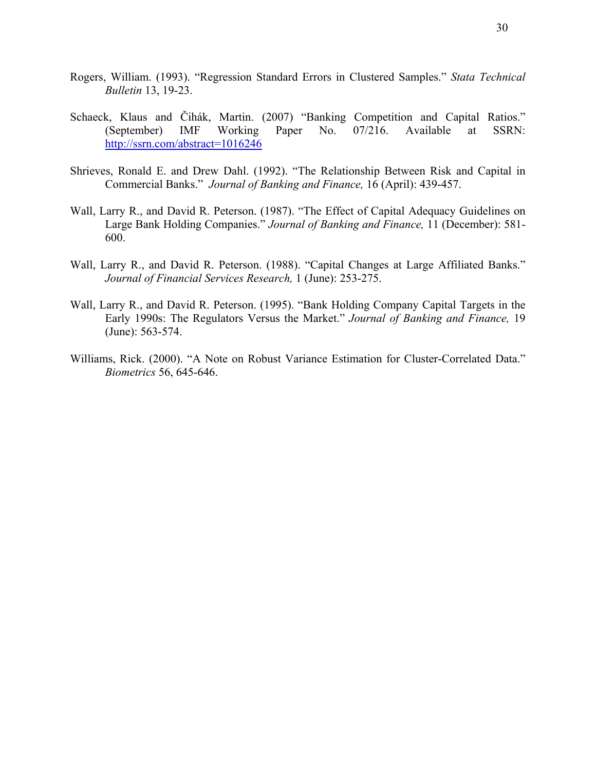Rogers, William. (1993). "Regression Standard Errors in Clustered Samples." *Stata Technical Bulletin* 13, 19-23.

Schaeck, Klaus and Čihák, Martin. (2007) "Banking Competition and Capital Ratios." (September) IMF Working Paper No. 07/216. Available at SSRN: http://ssrn.com/abstract=1016246

Shrieves, Ronald E. and Drew Dahl. (1992). "The Relationship Between Risk and Capital in Commercial Banks." *Journal of Banking and Finance,* 16 (April): 439-457.

Wall, Larry R., and David R. Peterson. (1987). "The Effect of Capital Adequacy Guidelines on Large Bank Holding Companies." *Journal of Banking and Finance,* 11 (December): 581-600.

Wall, Larry R., and David R. Peterson. (1988). "Capital Changes at Large Affiliated Banks." *Journal of Financial Services Research,* 1 (June): 253-275.

Wall, Larry R., and David R. Peterson. (1995). "Bank Holding Company Capital Targets in the Early 1990s: The Regulators Versus the Market." *Journal of Banking and Finance,* 19 (June): 563-574.

Williams, Rick. (2000). "A Note on Robust Variance Estimation for Cluster-Correlated Data." *Biometrics* 56, 645-646.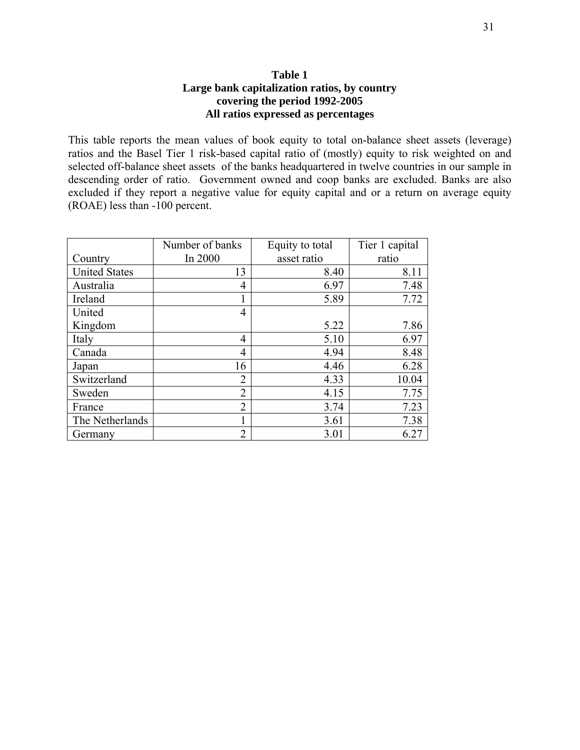**Table 1**
**Large bank capitalization ratios, by country**
**covering the period 1992-2005**
**All ratios expressed as percentages**

This table reports the mean values of book equity to total on-balance sheet assets (leverage) ratios and the Basel Tier 1 risk-based capital ratio of (mostly) equity to risk weighted on and selected off-balance sheet assets of the banks headquartered in twelve countries in our sample in descending order of ratio. Government owned and coop banks are excluded. Banks are also excluded if they report a negative value for equity capital and or a return on average equity (ROAE) less than -100 percent.

| Country | Number of banks In 2000 | Equity to total asset ratio | Tier 1 capital ratio |
|---|---|---|---|
| United States | 13 | 8.40 | 8.11 |
| Australia | 4 | 6.97 | 7.48 |
| Ireland | 1 | 5.89 | 7.72 |
| United Kingdom | 4 | 5.22 | 7.86 |
| Italy | 4 | 5.10 | 6.97 |
| Canada | 4 | 4.94 | 8.48 |
| Japan | 16 | 4.46 | 6.28 |
| Switzerland | 2 | 4.33 | 10.04 |
| Sweden | 2 | 4.15 | 7.75 |
| France | 2 | 3.74 | 7.23 |
| The Netherlands | 1 | 3.61 | 7.38 |
| Germany | 2 | 3.01 | 6.27 |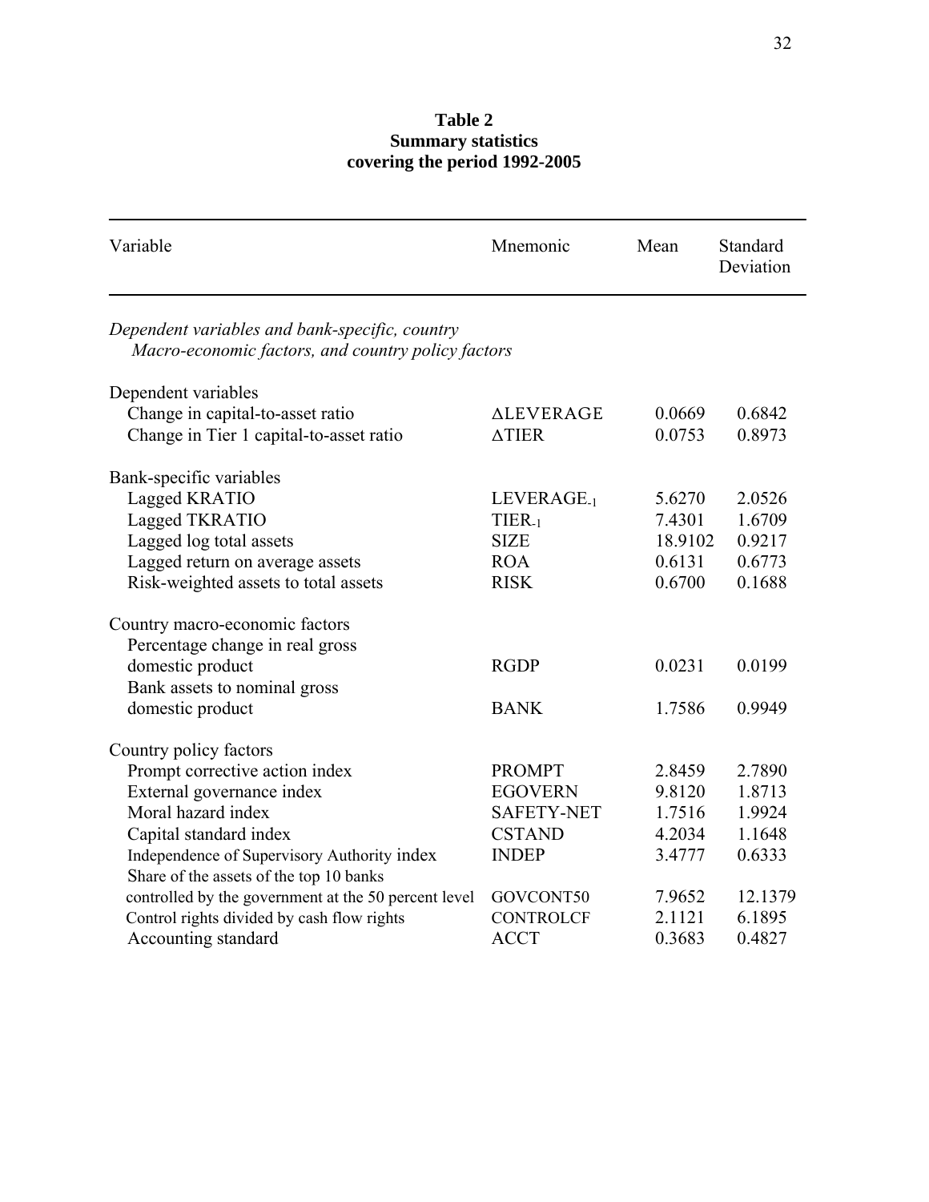**Table 2**
**Summary statistics**
**covering the period 1992-2005**

| Variable | Mnemonic | Mean | Standard Deviation |
|---|---|---|---|
| *Dependent variables and bank-specific, country Macro-economic factors, and country policy factors* | | | |
| Dependent variables | | | |
| Change in capital-to-asset ratio | ΔLEVERAGE | 0.0669 | 0.6842 |
| Change in Tier 1 capital-to-asset ratio | ΔTIER | 0.0753 | 0.8973 |
| Bank-specific variables | | | |
| Lagged KRATIO | $LEVERAGE_{-1}$ | 5.6270 | 2.0526 |
| Lagged TKRATIO | $TIER_{-1}$ | 7.4301 | 1.6709 |
| Lagged log total assets | SIZE | 18.9102 | 0.9217 |
| Lagged return on average assets | ROA | 0.6131 | 0.6773 |
| Risk-weighted assets to total assets | RISK | 0.6700 | 0.1688 |
| Country macro-economic factors | | | |
| Percentage change in real gross domestic product | RGDP | 0.0231 | 0.0199 |
| Bank assets to nominal gross domestic product | BANK | 1.7586 | 0.9949 |
| Country policy factors | | | |
| Prompt corrective action index | PROMPT | 2.8459 | 2.7890 |
| External governance index | EGOVERN | 9.8120 | 1.8713 |
| Moral hazard index | SAFETY-NET | 1.7516 | 1.9924 |
| Capital standard index | CSTAND | 4.2034 | 1.1648 |
| Independence of Supervisory Authority index | INDEP | 3.4777 | 0.6333 |
| Share of the assets of the top 10 banks controlled by the government at the 50 percent level | GOVCONT50 | 7.9652 | 12.1379 |
| Control rights divided by cash flow rights | CONTROLCF | 2.1121 | 6.1895 |
| Accounting standard | ACCT | 0.3683 | 0.4827 |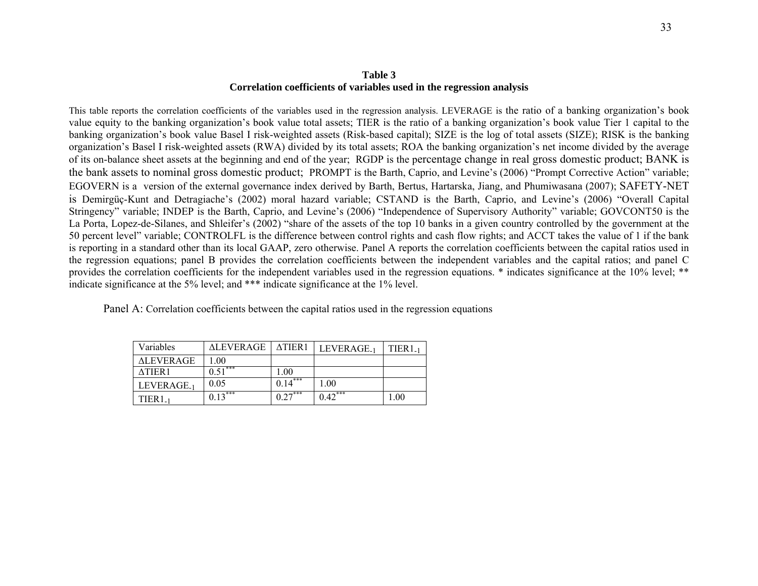**Table 3**
**Correlation coefficients of variables used in the regression analysis**

This table reports the correlation coefficients of the variables used in the regression analysis. LEVERAGE is the ratio of a banking organization's book value equity to the banking organization's book value total assets; TIER is the ratio of a banking organization's book value Tier 1 capital to the banking organization's book value Basel I risk-weighted assets (Risk-based capital); SIZE is the log of total assets (SIZE); RISK is the banking organization's Basel I risk-weighted assets (RWA) divided by its total assets; ROA the banking organization's net income divided by the average of its on-balance sheet assets at the beginning and end of the year; RGDP is the percentage change in real gross domestic product; BANK is the bank assets to nominal gross domestic product; PROMPT is the Barth, Caprio, and Levine's (2006) "Prompt Corrective Action" variable; EGOVERN is a version of the external governance index derived by Barth, Bertus, Hartarska, Jiang, and Phumiwasana (2007); SAFETY-NET is Demirgüç-Kunt and Detragiache's (2002) moral hazard variable; CSTAND is the Barth, Caprio, and Levine's (2006) "Overall Capital Stringency" variable; INDEP is the Barth, Caprio, and Levine's (2006) "Independence of Supervisory Authority" variable; GOVCONT50 is the La Porta, Lopez-de-Silanes, and Shleifer's (2002) "share of the assets of the top 10 banks in a given country controlled by the government at the 50 percent level" variable; CONTROLFL is the difference between control rights and cash flow rights; and ACCT takes the value of 1 if the bank is reporting in a standard other than its local GAAP, zero otherwise. Panel A reports the correlation coefficients between the capital ratios used in the regression equations; panel B provides the correlation coefficients between the independent variables and the capital ratios; and panel C provides the correlation coefficients for the independent variables used in the regression equations. * indicates significance at the 10% level; ** indicate significance at the 5% level; and *** indicate significance at the 1% level.

Panel A: Correlation coefficients between the capital ratios used in the regression equations

| Variables | ΔLEVERAGE | ΔTIER1 | $LEVERAGE_{-1}$ | $TIER1_{-1}$ |
|---|---|---|---|---|
| ΔLEVERAGE | 1.00 | | | |
| ΔTIER1 | 0.51*** | 1.00 | | |
| $LEVERAGE_{-1}$ | 0.05 | 0.14*** | 1.00 | |
| $TIER1_{-1}$ | 0.13*** | 0.27*** | 0.42*** | 1.00 |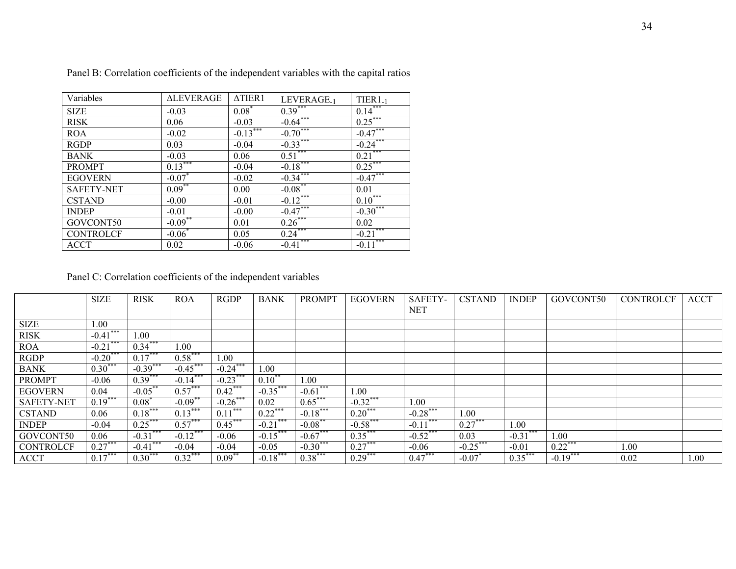Panel B: Correlation coefficients of the independent variables with the capital ratios

| Variables | ΔLEVERAGE | ΔTIER1 | $LEVERAGE_{-1}$ | $TIER1_{-1}$ |
|---|---|---|---|---|
| SIZE | -0.03 | $0.08^{*}$ | $0.39^{***}$ | $0.14^{***}$ |
| RISK | 0.06 | -0.03 | $-0.64^{***}$ | $0.25^{***}$ |
| ROA | -0.02 | $-0.13^{***}$ | $-0.70^{***}$ | $-0.47^{***}$ |
| RGDP | 0.03 | -0.04 | $-0.33^{***}$ | $-0.24^{***}$ |
| BANK | -0.03 | 0.06 | $0.51^{***}$ | $0.21^{***}$ |
| PROMPT | $0.13^{***}$ | -0.04 | $-0.18^{***}$ | $0.25^{***}$ |
| EGOVERN | $-0.07^{*}$ | -0.02 | $-0.34^{***}$ | $-0.47^{***}$ |
| SAFETY-NET | $0.09^{**}$ | 0.00 | $-0.08^{**}$ | 0.01 |
| CSTAND | -0.00 | -0.01 | $-0.12^{***}$ | $0.10^{***}$ |
| INDEP | -0.01 | -0.00 | $-0.47^{***}$ | $-0.30^{***}$ |
| GOVCONT50 | $-0.09^{**}$ | 0.01 | $0.26^{***}$ | 0.02 |
| CONTROLCF | $-0.06^{*}$ | 0.05 | $0.24^{***}$ | $-0.21^{***}$ |
| ACCT | 0.02 | -0.06 | $-0.41^{***}$ | $-0.11^{***}$ |

Panel C: Correlation coefficients of the independent variables

| | SIZE | RISK | ROA | RGDP | BANK | PROMPT | EGOVERN | SAFETY-NET | CSTAND | INDEP | GOVCONT50 | CONTROLCF | ACCT |
|---|---|---|---|---|---|---|---|---|---|---|---|---|---|
| SIZE | 1.00 | | | | | | | | | | | | |
| RISK | $-0.41^{***}$ | 1.00 | | | | | | | | | | | |
| ROA | $-0.21^{***}$ | $0.34^{***}$ | 1.00 | | | | | | | | | | |
| RGDP | $-0.20^{***}$ | $0.17^{***}$ | $0.58^{***}$ | 1.00 | | | | | | | | | |
| BANK | $0.30^{***}$ | $-0.39^{***}$ | $-0.45^{***}$ | $-0.24^{***}$ | 1.00 | | | | | | | | |
| PROMPT | -0.06 | $0.39^{***}$ | $-0.14^{***}$ | $-0.23^{***}$ | $0.10^{**}$ | 1.00 | | | | | | | |
| EGOVERN | 0.04 | $-0.05^{**}$ | $0.57^{***}$ | $0.42^{***}$ | $-0.35^{***}$ | $-0.61^{***}$ | 1.00 | | | | | | |
| SAFETY-NET | $0.19^{***}$ | $0.08^{*}$ | $-0.09^{**}$ | $-0.26^{***}$ | 0.02 | $0.65^{***}$ | $-0.32^{***}$ | 1.00 | | | | | |
| CSTAND | 0.06 | $0.18^{***}$ | $0.13^{***}$ | $0.11^{***}$ | $0.22^{***}$ | $-0.18^{***}$ | $0.20^{***}$ | $-0.28^{***}$ | 1.00 | | | | |
| INDEP | -0.04 | $0.25^{***}$ | $0.57^{***}$ | $0.45^{***}$ | $-0.21^{***}$ | $-0.08^{**}$ | $-0.58^{***}$ | $-0.11^{***}$ | $0.27^{***}$ | 1.00 | | | |
| GOVCONT50 | 0.06 | $-0.31^{***}$ | $-0.12^{***}$ | -0.06 | $-0.15^{***}$ | $-0.67^{***}$ | $0.35^{***}$ | $-0.52^{***}$ | 0.03 | $-0.31^{***}$ | 1.00 | | |
| CONTROLCF | $0.27^{***}$ | $-0.41^{***}$ | -0.04 | -0.04 | -0.05 | $-0.30^{***}$ | $0.27^{***}$ | -0.06 | $-0.25^{***}$ | -0.01 | $0.22^{***}$ | 1.00 | |
| ACCT | $0.17^{***}$ | $0.30^{***}$ | $0.32^{***}$ | $0.09^{**}$ | $-0.18^{***}$ | $0.38^{***}$ | $0.29^{***}$ | $0.47^{***}$ | $-0.07^{*}$ | $0.35^{***}$ | $-0.19^{***}$ | 0.02 | 1.00 |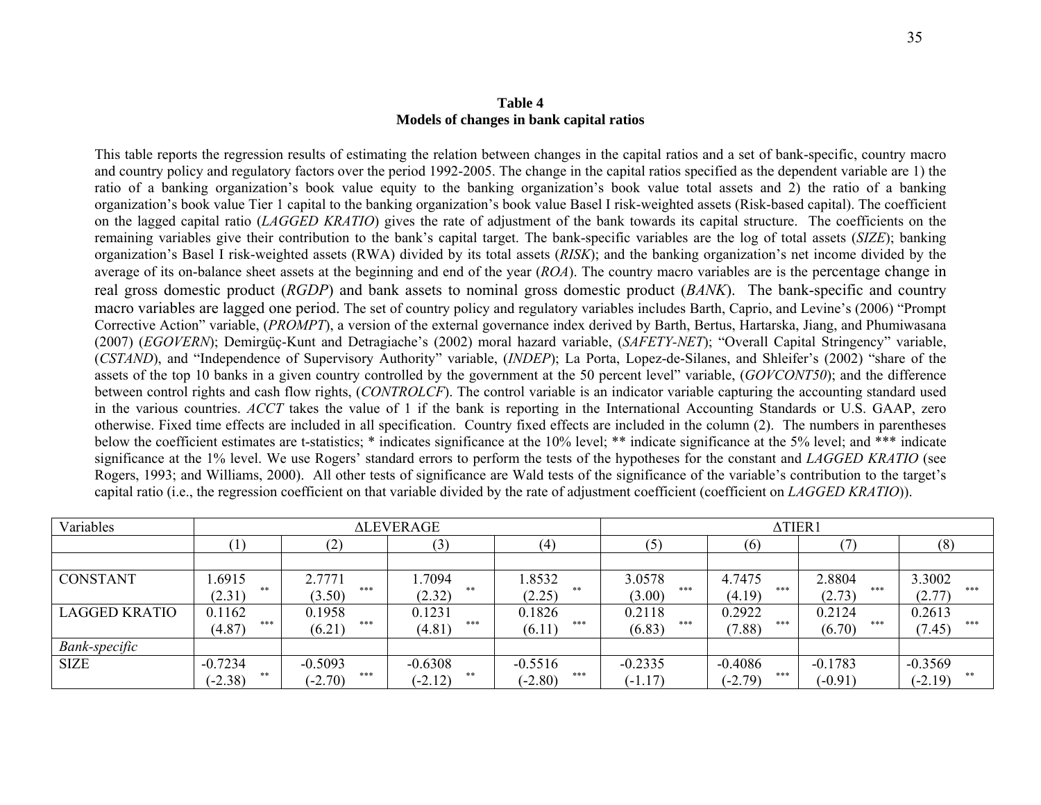**Table 4**
**Models of changes in bank capital ratios**

This table reports the regression results of estimating the relation between changes in the capital ratios and a set of bank-specific, country macro and country policy and regulatory factors over the period 1992-2005. The change in the capital ratios specified as the dependent variable are 1) the ratio of a banking organization's book value equity to the banking organization's book value total assets and 2) the ratio of a banking organization's book value Tier 1 capital to the banking organization's book value Basel I risk-weighted assets (Risk-based capital). The coefficient on the lagged capital ratio (*LAGGED KRATIO*) gives the rate of adjustment of the bank towards its capital structure. The coefficients on the remaining variables give their contribution to the bank's capital target. The bank-specific variables are the log of total assets (*SIZE*); banking organization's Basel I risk-weighted assets (RWA) divided by its total assets (*RISK*); and the banking organization's net income divided by the average of its on-balance sheet assets at the beginning and end of the year (*ROA*). The country macro variables are is the percentage change in real gross domestic product (*RGDP*) and bank assets to nominal gross domestic product (*BANK*). The bank-specific and country macro variables are lagged one period. The set of country policy and regulatory variables includes Barth, Caprio, and Levine's (2006) "Prompt Corrective Action" variable, (*PROMPT*), a version of the external governance index derived by Barth, Bertus, Hartarska, Jiang, and Phumiwasana (2007) (*EGOVERN*); Demirgüç-Kunt and Detragiache's (2002) moral hazard variable, (*SAFETY-NET*); "Overall Capital Stringency" variable, (*CSTAND*), and "Independence of Supervisory Authority" variable, (*INDEP*); La Porta, Lopez-de-Silanes, and Shleifer's (2002) "share of the assets of the top 10 banks in a given country controlled by the government at the 50 percent level" variable, (*GOVCONT50*); and the difference between control rights and cash flow rights, (*CONTROLCF*). The control variable is an indicator variable capturing the accounting standard used in the various countries. *ACCT* takes the value of 1 if the bank is reporting in the International Accounting Standards or U.S. GAAP, zero otherwise. Fixed time effects are included in all specification. Country fixed effects are included in the column (2). The numbers in parentheses below the coefficient estimates are t-statistics; * indicates significance at the 10% level; ** indicate significance at the 5% level; and *** indicate significance at the 1% level. We use Rogers' standard errors to perform the tests of the hypotheses for the constant and *LAGGED KRATIO* (see Rogers, 1993; and Williams, 2000). All other tests of significance are Wald tests of the significance of the variable's contribution to the target's capital ratio (i.e., the regression coefficient on that variable divided by the rate of adjustment coefficient (coefficient on *LAGGED KRATIO*)).

| Variables | ΔLEVERAGE | | | | ΔTIER1 | | | |
|---|---|---|---|---|---|---|---|---|
| | (1) | (2) | (3) | (4) | (5) | (6) | (7) | (8) |
| CONSTANT | 1.6915 | 2.7771 | 1.7094 | 1.8532 | 3.0578 | 4.7475 | 2.8804 | 3.3002 |
| | (2.31) ** | (3.50) *** | (2.32) ** | (2.25) ** | (3.00) *** | (4.19) *** | (2.73) *** | (2.77) *** |
| LAGGED KRATIO | 0.1162 | 0.1958 | 0.1231 | 0.1826 | 0.2118 | 0.2922 | 0.2124 | 0.2613 |
| | (4.87) *** | (6.21) *** | (4.81) *** | (6.11) *** | (6.83) *** | (7.88) *** | (6.70) *** | (7.45) *** |
| *Bank-specific* | | | | | | | | |
| SIZE | -0.7234 | -0.5093 | -0.6308 | -0.5516 | -0.2335 | -0.4086 | -0.1783 | -0.3569 |
| | (-2.38) ** | (-2.70) *** | (-2.12) ** | (-2.80) *** | (-1.17) | (-2.79) *** | (-0.91) | (-2.19) ** |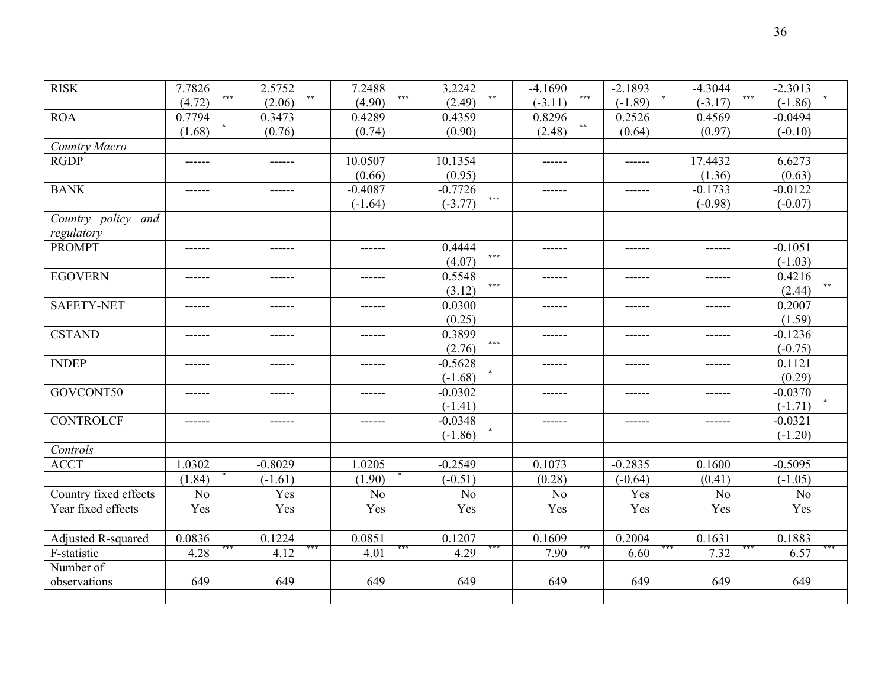| | | | | | | | | |
|---|---|---|---|---|---|---|---|---|
| RISK | 7.7826 (4.72) *** | 2.5752 (2.06) ** | 7.2488 (4.90) *** | 3.2242 (2.49) ** | -4.1690 (-3.11) *** | -2.1893 (-1.89) * | -4.3044 (-3.17) *** | -2.3013 (-1.86) * |
| ROA | 0.7794 (1.68) * | 0.3473 (0.76) | 0.4289 (0.74) | 0.4359 (0.90) | 0.8296 (2.48) ** | 0.2526 (0.64) | 0.4569 (0.97) | -0.0494 (-0.10) |
| *Country Macro* | | | | | | | | |
| RGDP | ------ | ------ | 10.0507 (0.66) | 10.1354 (0.95) | ------ | ------ | 17.4432 (1.36) | 6.6273 (0.63) |
| BANK | ------ | ------ | -0.4087 (-1.64) | -0.7726 (-3.77) *** | ------ | ------ | -0.1733 (-0.98) | -0.0122 (-0.07) |
| *Country policy and regulatory* | | | | | | | | |
| PROMPT | ------ | ------ | ------ | 0.4444 (4.07) *** | ------ | ------ | ------ | -0.1051 (-1.03) |
| EGOVERN | ------ | ------ | ------ | 0.5548 (3.12) *** | ------ | ------ | ------ | 0.4216 (2.44) ** |
| SAFETY-NET | ------ | ------ | ------ | 0.0300 (0.25) | ------ | ------ | ------ | 0.2007 (1.59) |
| CSTAND | ------ | ------ | ------ | 0.3899 (2.76) *** | ------ | ------ | ------ | -0.1236 (-0.75) |
| INDEP | ------ | ------ | ------ | -0.5628 (-1.68) * | ------ | ------ | ------ | 0.1121 (0.29) |
| GOVCONT50 | ------ | ------ | ------ | -0.0302 (-1.41) | ------ | ------ | ------ | -0.0370 (-1.71) * |
| CONTROLCF | ------ | ------ | ------ | -0.0348 (-1.86) * | ------ | ------ | ------ | -0.0321 (-1.20) |
| *Controls* | | | | | | | | |
| ACCT | 1.0302 (1.84) * | -0.8029 (-1.61) | 1.0205 (1.90) * | -0.2549 (-0.51) | 0.1073 (0.28) | -0.2835 (-0.64) | 0.1600 (0.41) | -0.5095 (-1.05) |
| Country fixed effects | No | Yes | No | No | No | Yes | No | No |
| Year fixed effects | Yes | Yes | Yes | Yes | Yes | Yes | Yes | Yes |
| | | | | | | | | |
| Adjusted R-squared | 0.0836 | 0.1224 | 0.0851 | 0.1207 | 0.1609 | 0.2004 | 0.1631 | 0.1883 |
| F-statistic | 4.28 *** | 4.12 *** | 4.01 *** | 4.29 *** | 7.90 *** | 6.60 *** | 7.32 *** | 6.57 *** |
| Number of observations | 649 | 649 | 649 | 649 | 649 | 649 | 649 | 649 |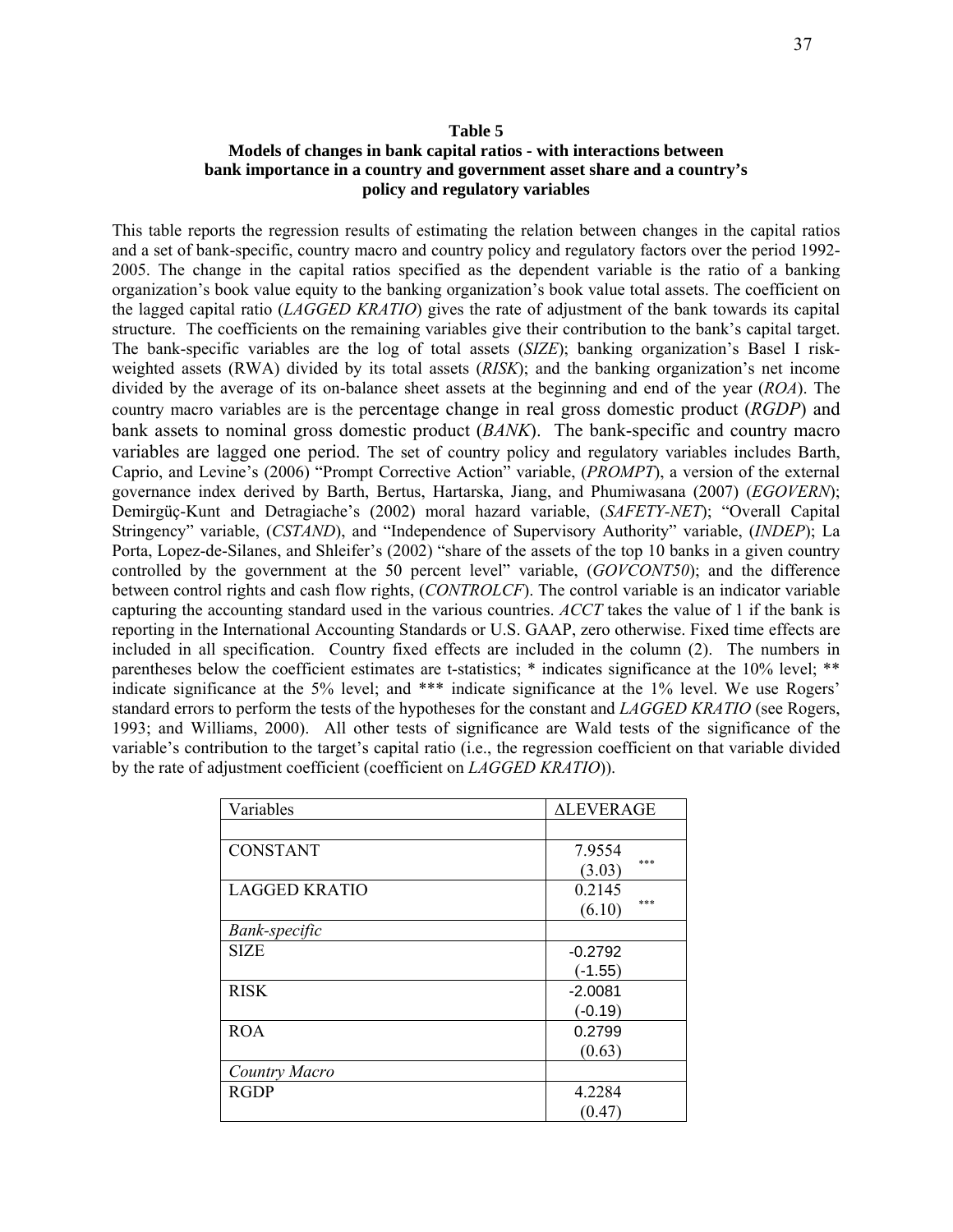**Table 5**
**Models of changes in bank capital ratios - with interactions between bank importance in a country and government asset share and a country's policy and regulatory variables**

This table reports the regression results of estimating the relation between changes in the capital ratios and a set of bank-specific, country macro and country policy and regulatory factors over the period 1992-2005. The change in the capital ratios specified as the dependent variable is the ratio of a banking organization's book value equity to the banking organization's book value total assets. The coefficient on the lagged capital ratio (*LAGGED KRATIO*) gives the rate of adjustment of the bank towards its capital structure. The coefficients on the remaining variables give their contribution to the bank's capital target. The bank-specific variables are the log of total assets (*SIZE*); banking organization's Basel I risk-weighted assets (RWA) divided by its total assets (*RISK*); and the banking organization's net income divided by the average of its on-balance sheet assets at the beginning and end of the year (*ROA*). The country macro variables are is the percentage change in real gross domestic product (*RGDP*) and bank assets to nominal gross domestic product (*BANK*). The bank-specific and country macro variables are lagged one period. The set of country policy and regulatory variables includes Barth, Caprio, and Levine's (2006) "Prompt Corrective Action" variable, (*PROMPT*), a version of the external governance index derived by Barth, Bertus, Hartarska, Jiang, and Phumiwasana (2007) (*EGOVERN*); Demirgüç-Kunt and Detragiache's (2002) moral hazard variable, (*SAFETY-NET*); "Overall Capital Stringency" variable, (*CSTAND*), and "Independence of Supervisory Authority" variable, (*INDEP*); La Porta, Lopez-de-Silanes, and Shleifer's (2002) "share of the assets of the top 10 banks in a given country controlled by the government at the 50 percent level" variable, (*GOVCONT50*); and the difference between control rights and cash flow rights, (*CONTROLCF*). The control variable is an indicator variable capturing the accounting standard used in the various countries. *ACCT* takes the value of 1 if the bank is reporting in the International Accounting Standards or U.S. GAAP, zero otherwise. Fixed time effects are included in all specification. Country fixed effects are included in the column (2). The numbers in parentheses below the coefficient estimates are t-statistics; * indicates significance at the 10% level; ** indicate significance at the 5% level; and *** indicate significance at the 1% level. We use Rogers' standard errors to perform the tests of the hypotheses for the constant and *LAGGED KRATIO* (see Rogers, 1993; and Williams, 2000). All other tests of significance are Wald tests of the significance of the variable's contribution to the target's capital ratio (i.e., the regression coefficient on that variable divided by the rate of adjustment coefficient (coefficient on *LAGGED KRATIO*)).

| Variables | ΔLEVERAGE |
|---|---|
| | |
| CONSTANT | 7.9554 *** (3.03) |
| LAGGED KRATIO | 0.2145 *** (6.10) |
| *Bank-specific* | |
| SIZE | -0.2792 (-1.55) |
| RISK | -2.0081 (-0.19) |
| ROA | 0.2799 (0.63) |
| *Country Macro* | |
| RGDP | 4.2284 (0.47) |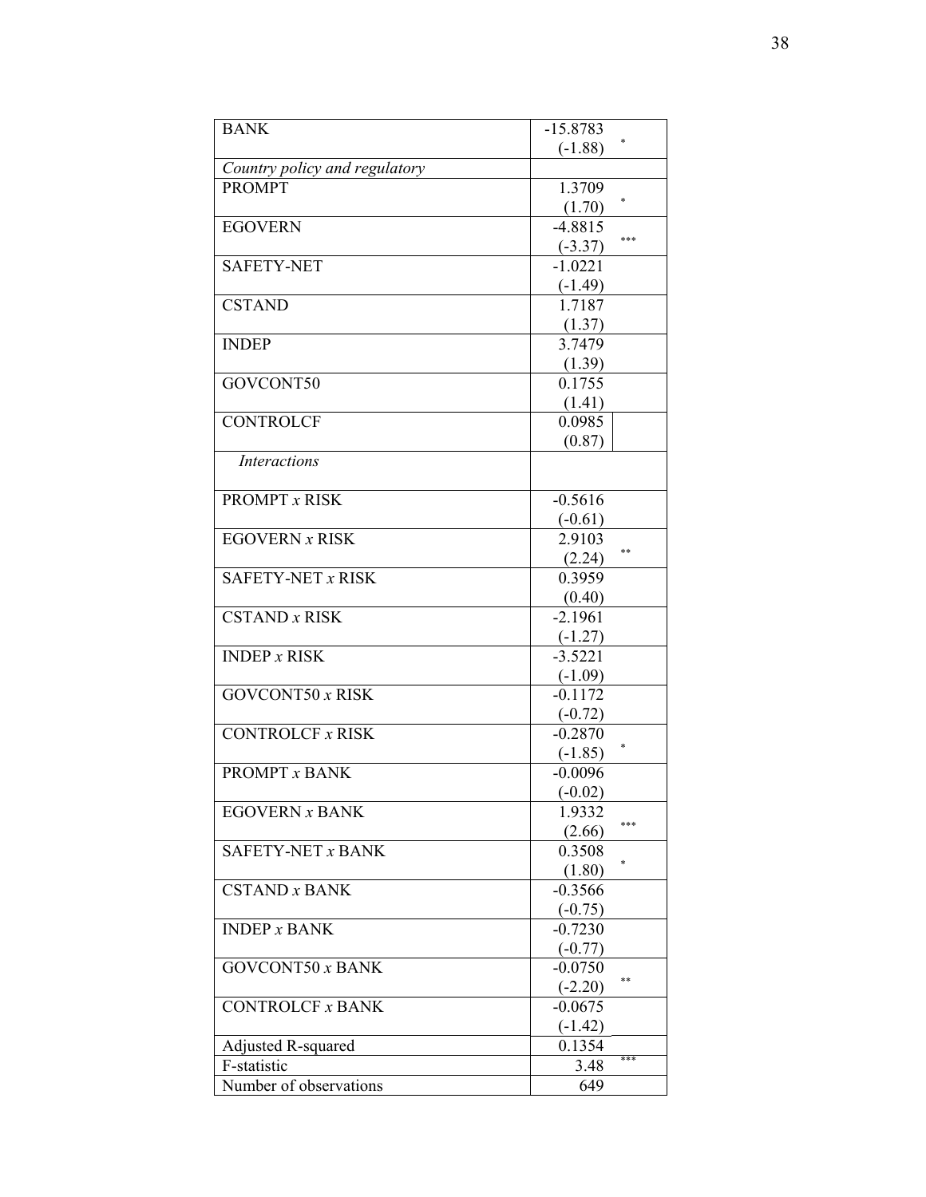| | | |
|---|---|---|
| BANK | -15.8783<br>(-1.88) | * |
| *Country policy and regulatory* | | |
| PROMPT | 1.3709<br>(1.70) | * |
| EGOVERN | -4.8815<br>(-3.37) | *** |
| SAFETY-NET | -1.0221<br>(-1.49) | |
| CSTAND | 1.7187<br>(1.37) | |
| INDEP | 3.7479<br>(1.39) | |
| GOVCONT50 | 0.1755<br>(1.41) | |
| CONTROLCF | 0.0985<br>(0.87) | |
| *Interactions* | | |
| PROMPT *x* RISK | -0.5616<br>(-0.61) | |
| EGOVERN *x* RISK | 2.9103<br>(2.24) | ** |
| SAFETY-NET *x* RISK | 0.3959<br>(0.40) | |
| CSTAND *x* RISK | -2.1961<br>(-1.27) | |
| INDEP *x* RISK | -3.5221<br>(-1.09) | |
| GOVCONT50 *x* RISK | -0.1172<br>(-0.72) | |
| CONTROLCF *x* RISK | -0.2870<br>(-1.85) | * |
| PROMPT *x* BANK | -0.0096<br>(-0.02) | |
| EGOVERN *x* BANK | 1.9332<br>(2.66) | *** |
| SAFETY-NET *x* BANK | 0.3508<br>(1.80) | * |
| CSTAND *x* BANK | -0.3566<br>(-0.75) | |
| INDEP *x* BANK | -0.7230<br>(-0.77) | |
| GOVCONT50 *x* BANK | -0.0750<br>(-2.20) | ** |
| CONTROLCF *x* BANK | -0.0675<br>(-1.42) | |
| Adjusted R-squared | 0.1354 | |
| F-statistic | 3.48 | *** |
| Number of observations | 649 | |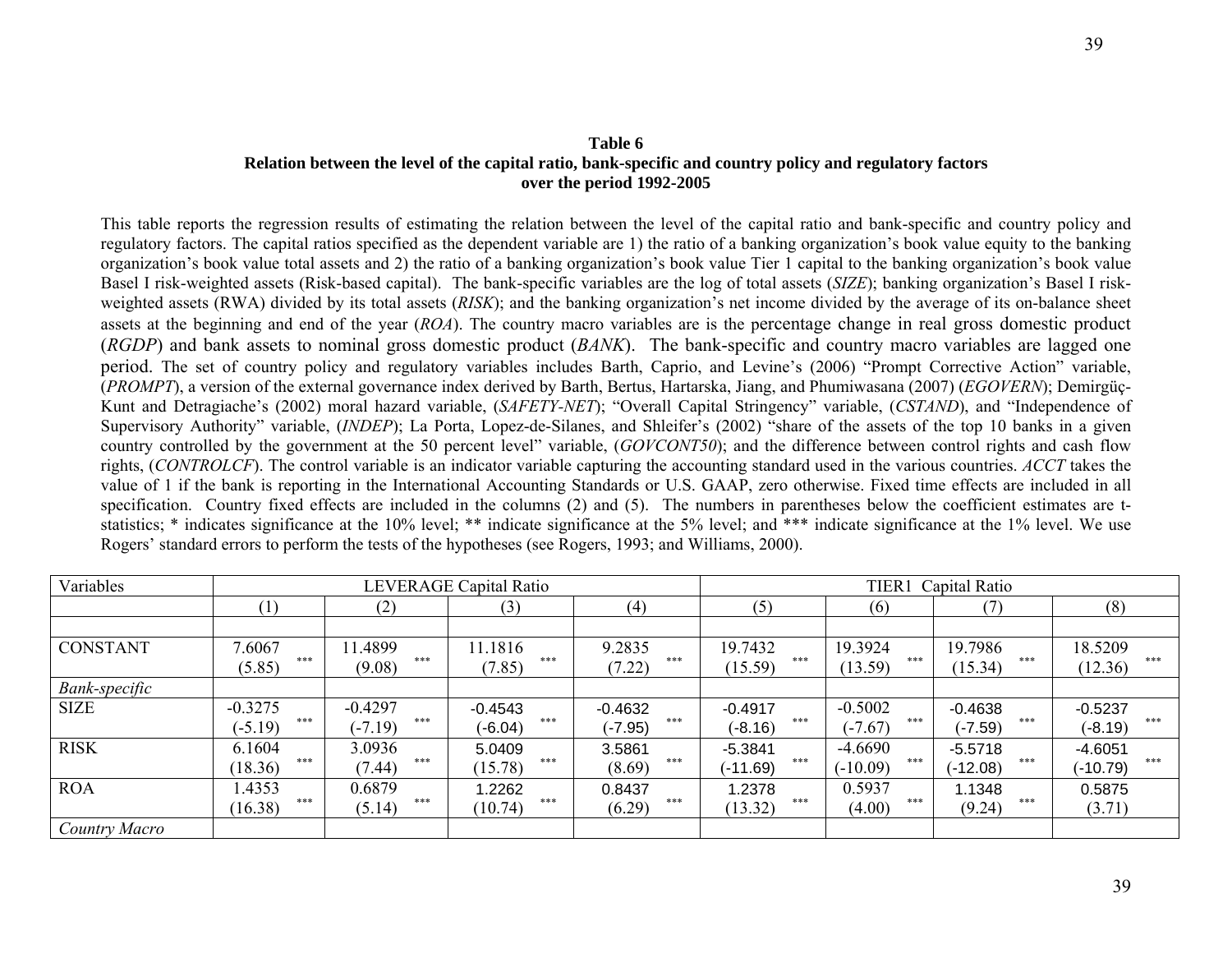**Table 6**
**Relation between the level of the capital ratio, bank-specific and country policy and regulatory factors over the period 1992-2005**

This table reports the regression results of estimating the relation between the level of the capital ratio and bank-specific and country policy and regulatory factors. The capital ratios specified as the dependent variable are 1) the ratio of a banking organization's book value equity to the banking organization's book value total assets and 2) the ratio of a banking organization's book value Tier 1 capital to the banking organization's book value Basel I risk-weighted assets (Risk-based capital). The bank-specific variables are the log of total assets (*SIZE*); banking organization's Basel I risk-weighted assets (RWA) divided by its total assets (*RISK*); and the banking organization's net income divided by the average of its on-balance sheet assets at the beginning and end of the year (*ROA*). The country macro variables are is the percentage change in real gross domestic product (*RGDP*) and bank assets to nominal gross domestic product (*BANK*). The bank-specific and country macro variables are lagged one period. The set of country policy and regulatory variables includes Barth, Caprio, and Levine's (2006) "Prompt Corrective Action" variable, (*PROMPT*), a version of the external governance index derived by Barth, Bertus, Hartarska, Jiang, and Phumiwasana (2007) (*EGOVERN*); Demirgüç-Kunt and Detragiache's (2002) moral hazard variable, (*SAFETY-NET*); "Overall Capital Stringency" variable, (*CSTAND*), and "Independence of Supervisory Authority" variable, (*INDEP*); La Porta, Lopez-de-Silanes, and Shleifer's (2002) "share of the assets of the top 10 banks in a given country controlled by the government at the 50 percent level" variable, (*GOVCONT50*); and the difference between control rights and cash flow rights, (*CONTROLCF*). The control variable is an indicator variable capturing the accounting standard used in the various countries. *ACCT* takes the value of 1 if the bank is reporting in the International Accounting Standards or U.S. GAAP, zero otherwise. Fixed time effects are included in all specification. Country fixed effects are included in the columns (2) and (5). The numbers in parentheses below the coefficient estimates are t-statistics; * indicates significance at the 10% level; ** indicate significance at the 5% level; and *** indicate significance at the 1% level. We use Rogers' standard errors to perform the tests of the hypotheses (see Rogers, 1993; and Williams, 2000).

| Variables | LEVERAGE Capital Ratio | | | | TIER1 Capital Ratio | | | |
|---|---|---|---|---|---|---|---|---|
| | (1) | (2) | (3) | (4) | (5) | (6) | (7) | (8) |
| | | | | | | | | |
| CONSTANT | 7.6067 *** | 11.4899 *** | 11.1816 *** | 9.2835 *** | 19.7432 *** | 19.3924 *** | 19.7986 *** | 18.5209 *** |
| | (5.85) | (9.08) | (7.85) | (7.22) | (15.59) | (13.59) | (15.34) | (12.36) |
| *Bank-specific* | | | | | | | | |
| SIZE | -0.3275 *** | -0.4297 *** | -0.4543 *** | -0.4632 *** | -0.4917 *** | -0.5002 *** | -0.4638 *** | -0.5237 *** |
| | (-5.19) | (-7.19) | (-6.04) | (-7.95) | (-8.16) | (-7.67) | (-7.59) | (-8.19) |
| RISK | 6.1604 *** | 3.0936 *** | 5.0409 *** | 3.5861 *** | -5.3841 *** | -4.6690 *** | -5.5718 *** | -4.6051 *** |
| | (18.36) | (7.44) | (15.78) | (8.69) | (-11.69) | (-10.09) | (-12.08) | (-10.79) |
| ROA | 1.4353 *** | 0.6879 *** | 1.2262 *** | 0.8437 *** | 1.2378 *** | 0.5937 *** | 1.1348 *** | 0.5875 |
| | (16.38) | (5.14) | (10.74) | (6.29) | (13.32) | (4.00) | (9.24) | (3.71) |
| *Country Macro* | | | | | | | | |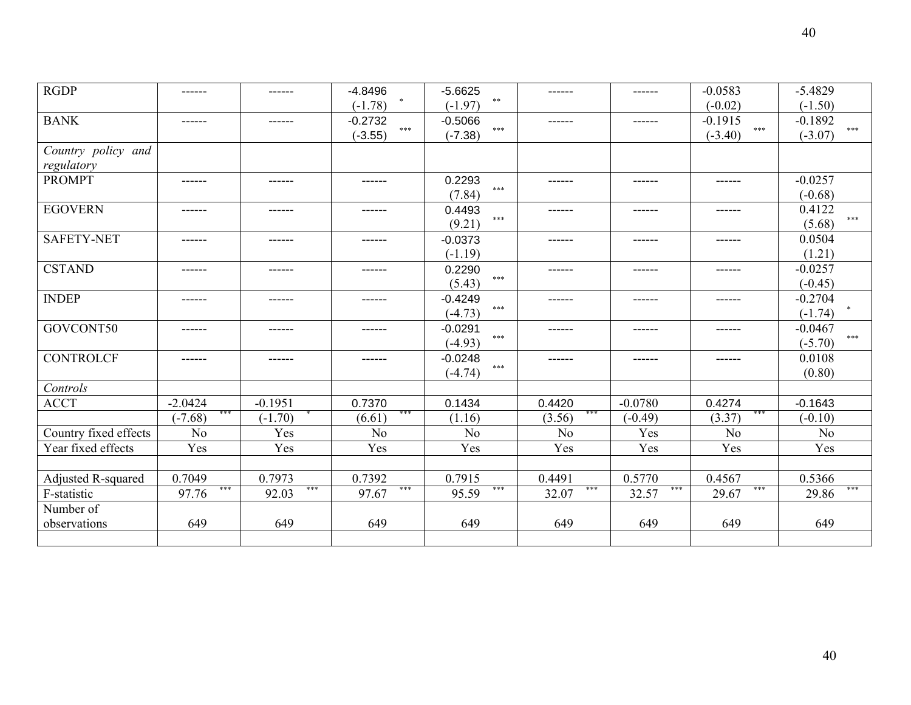| | | | | | | | | |
|---|---|---|---|---|---|---|---|---|
| RGDP | ------ | ------ | -4.8496 (-1.78) * | -5.6625 (-1.97) ** | ------ | ------ | -0.0583 (-0.02) | -5.4829 (-1.50) |
| BANK | ------ | ------ | -0.2732 (-3.55) *** | -0.5066 (-7.38) *** | ------ | ------ | -0.1915 (-3.40) *** | -0.1892 (-3.07) *** |
| *Country policy and regulatory* | | | | | | | | |
| PROMPT | ------ | ------ | ------ | 0.2293 (7.84) *** | ------ | ------ | ------ | -0.0257 (-0.68) |
| EGOVERN | ------ | ------ | ------ | 0.4493 (9.21) *** | ------ | ------ | ------ | 0.4122 (5.68) *** |
| SAFETY-NET | ------ | ------ | ------ | -0.0373 (-1.19) | ------ | ------ | ------ | 0.0504 (1.21) |
| CSTAND | ------ | ------ | ------ | 0.2290 (5.43) *** | ------ | ------ | ------ | -0.0257 (-0.45) |
| INDEP | ------ | ------ | ------ | -0.4249 (-4.73) *** | ------ | ------ | ------ | -0.2704 (-1.74) * |
| GOVCONT50 | ------ | ------ | ------ | -0.0291 (-4.93) *** | ------ | ------ | ------ | -0.0467 (-5.70) *** |
| CONTROLCF | ------ | ------ | ------ | -0.0248 (-4.74) *** | ------ | ------ | ------ | 0.0108 (0.80) |
| *Controls* | | | | | | | | |
| ACCT | -2.0424 | -0.1951 | 0.7370 | 0.1434 | 0.4420 | -0.0780 | 0.4274 | -0.1643 |
| | (-7.68) *** | (-1.70) * | (6.61) *** | (1.16) | (3.56) *** | (-0.49) | (3.37) *** | (-0.10) |
| Country fixed effects | No | Yes | No | No | No | Yes | No | No |
| Year fixed effects | Yes | Yes | Yes | Yes | Yes | Yes | Yes | Yes |
| | | | | | | | | |
| Adjusted R-squared | 0.7049 | 0.7973 | 0.7392 | 0.7915 | 0.4491 | 0.5770 | 0.4567 | 0.5366 |
| F-statistic | 97.76 *** | 92.03 *** | 97.67 *** | 95.59 *** | 32.07 *** | 32.57 *** | 29.67 *** | 29.86 *** |
| Number of observations | 649 | 649 | 649 | 649 | 649 | 649 | 649 | 649 |